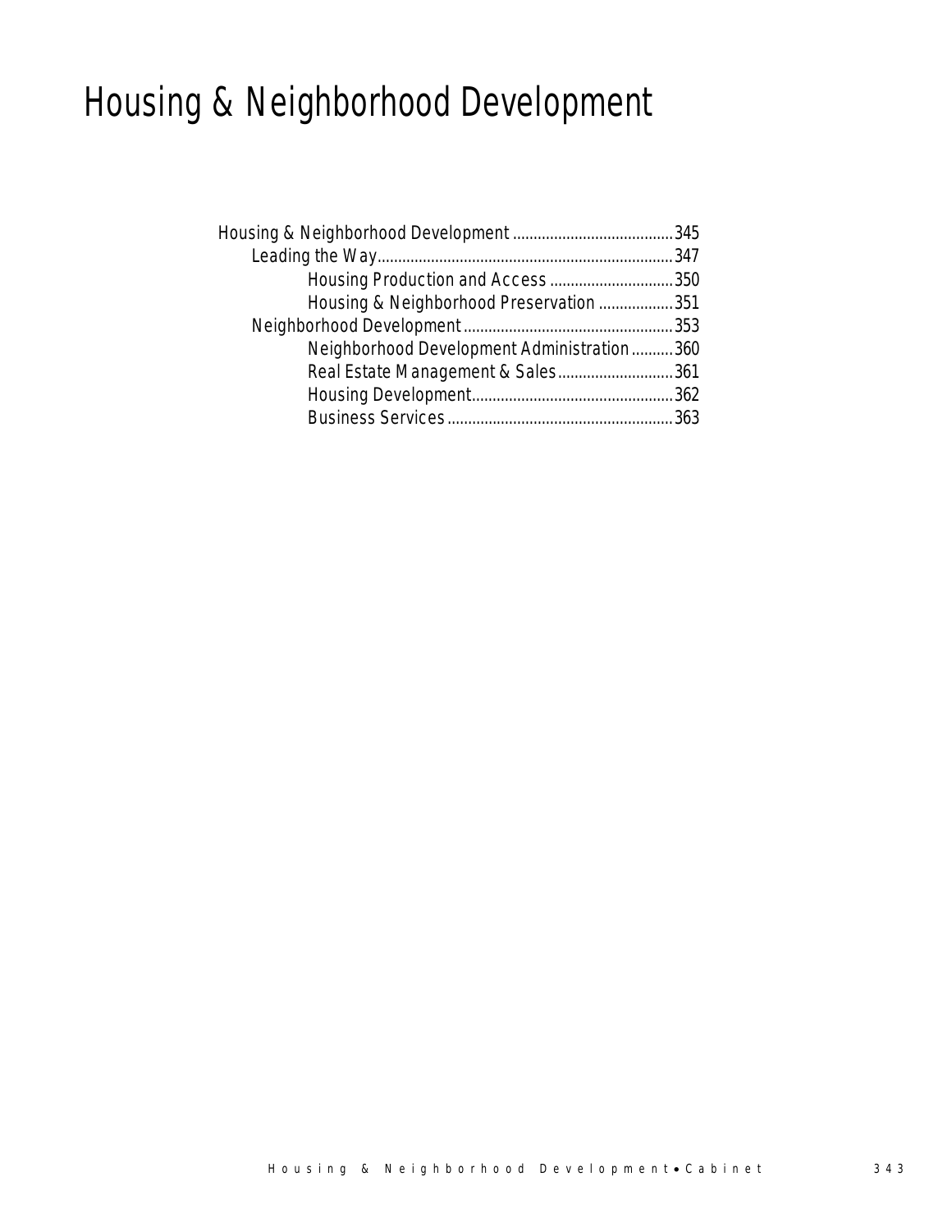# Housing & Neighborhood Development

- Housing & Neighborhood Development ........................................ 345
  - Leading the Way ........................................ 347
    - Housing Production and Access ........................................ 350
    - Housing & Neighborhood Preservation ........................................ 351
  - Neighborhood Development ........................................ 353
    - Neighborhood Development Administration ........................................ 360
    - Real Estate Management & Sales ........................................ 361
    - Housing Development ........................................ 362
    - Business Services ........................................ 363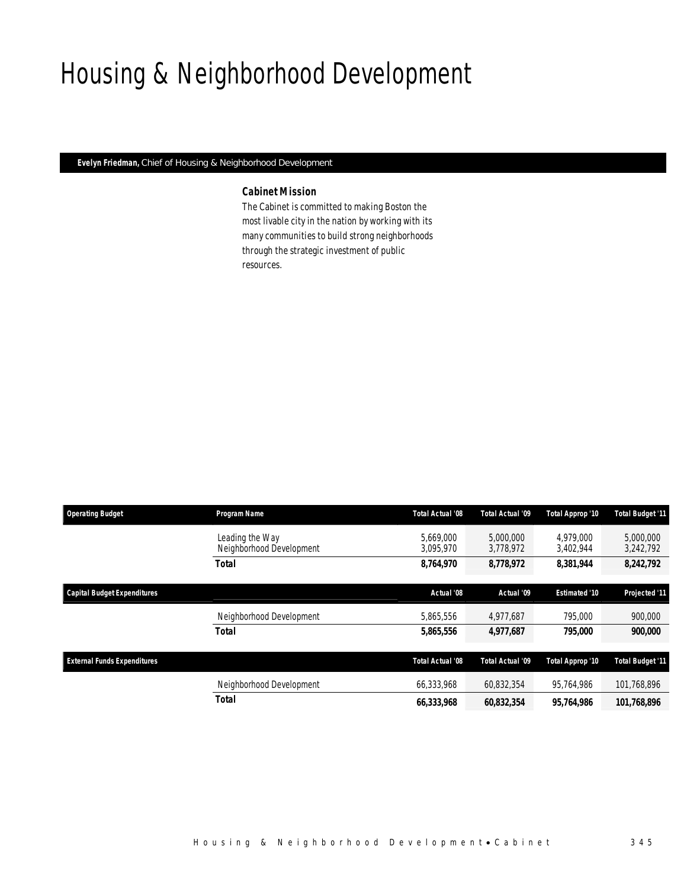# Housing & Neighborhood Development

**Evelyn Friedman,** Chief of Housing & Neighborhood Development

### Cabinet Mission

The Cabinet is committed to making Boston the most livable city in the nation by working with its many communities to build strong neighborhoods through the strategic investment of public resources.

| Operating Budget | Program Name | Total Actual '08 | Total Actual '09 | Total Approp '10 | Total Budget '11 |
|---|---|---|---|---|---|
| | Leading the Way | 5,669,000 | 5,000,000 | 4,979,000 | 5,000,000 |
| | Neighborhood Development | 3,095,970 | 3,778,972 | 3,402,944 | 3,242,792 |
| | **Total** | **8,764,970** | **8,778,972** | **8,381,944** | **8,242,792** |

| Capital Budget Expenditures | | Actual '08 | Actual '09 | Estimated '10 | Projected '11 |
|---|---|---|---|---|---|
| | Neighborhood Development | 5,865,556 | 4,977,687 | 795,000 | 900,000 |
| | **Total** | **5,865,556** | **4,977,687** | **795,000** | **900,000** |

| External Funds Expenditures | | Total Actual '08 | Total Actual '09 | Total Approp '10 | Total Budget '11 |
|---|---|---|---|---|---|
| | Neighborhood Development | 66,333,968 | 60,832,354 | 95,764,986 | 101,768,896 |
| | **Total** | **66,333,968** | **60,832,354** | **95,764,986** | **101,768,896** |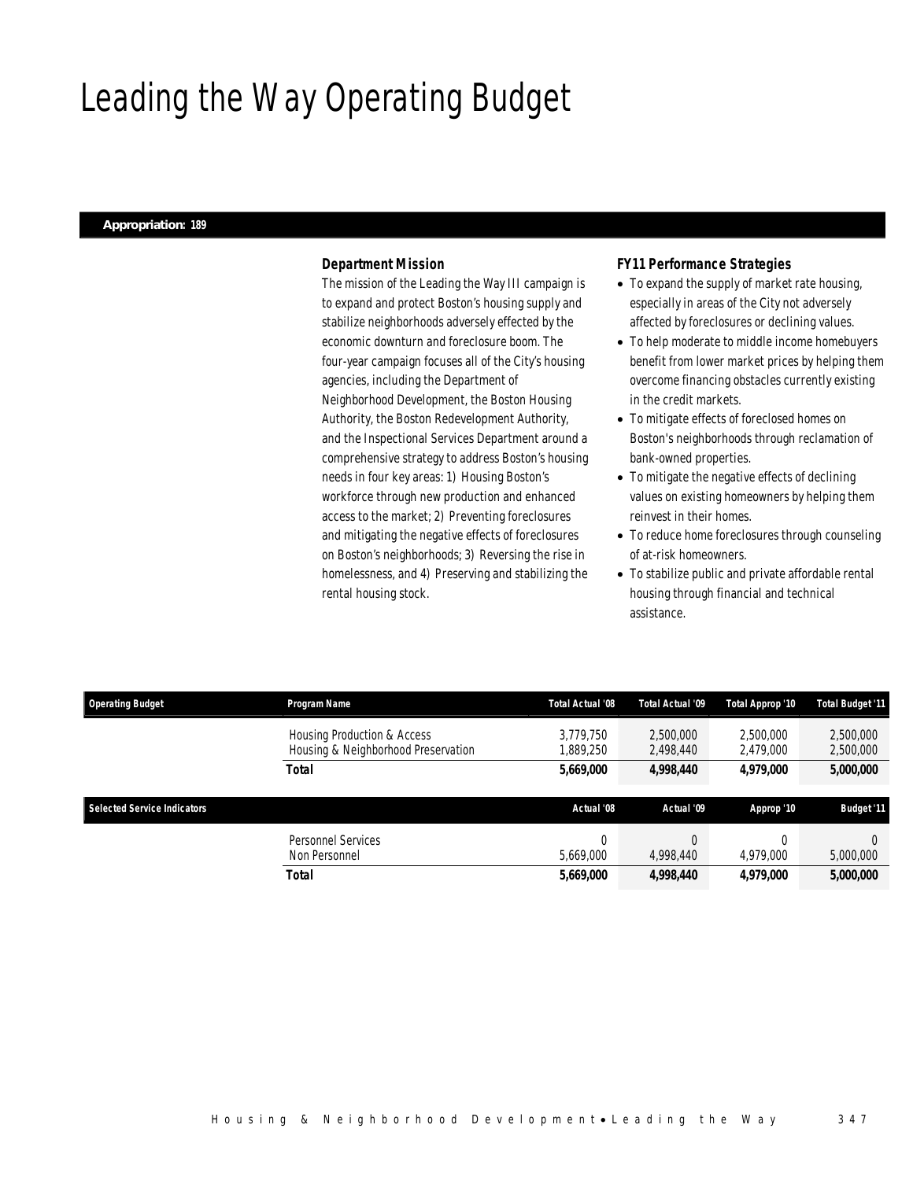# Leading the Way Operating Budget

**Appropriation: 189**

### *Department Mission*

The mission of the Leading the Way III campaign is to expand and protect Boston's housing supply and stabilize neighborhoods adversely effected by the economic downturn and foreclosure boom. The four-year campaign focuses all of the City's housing agencies, including the Department of Neighborhood Development, the Boston Housing Authority, the Boston Redevelopment Authority, and the Inspectional Services Department around a comprehensive strategy to address Boston's housing needs in four key areas: 1) Housing Boston's workforce through new production and enhanced access to the market; 2) Preventing foreclosures and mitigating the negative effects of foreclosures on Boston's neighborhoods; 3) Reversing the rise in homelessness, and 4) Preserving and stabilizing the rental housing stock.

### *FY11 Performance Strategies*

- To expand the supply of market rate housing, especially in areas of the City not adversely affected by foreclosures or declining values.
- To help moderate to middle income homebuyers benefit from lower market prices by helping them overcome financing obstacles currently existing in the credit markets.
- To mitigate effects of foreclosed homes on Boston's neighborhoods through reclamation of bank-owned properties.
- To mitigate the negative effects of declining values on existing homeowners by helping them reinvest in their homes.
- To reduce home foreclosures through counseling of at-risk homeowners.
- To stabilize public and private affordable rental housing through financial and technical assistance.

| Operating Budget | Program Name | Total Actual '08 | Total Actual '09 | Total Approp '10 | Total Budget '11 |
|---|---|---|---|---|---|
| | Housing Production & Access | 3,779,750 | 2,500,000 | 2,500,000 | 2,500,000 |
| | Housing & Neighborhood Preservation | 1,889,250 | 2,498,440 | 2,479,000 | 2,500,000 |
| | **Total** | **5,669,000** | **4,998,440** | **4,979,000** | **5,000,000** |

| Selected Service Indicators | | Actual '08 | Actual '09 | Approp '10 | Budget '11 |
|---|---|---|---|---|---|
| | Personnel Services | 0 | 0 | 0 | 0 |
| | Non Personnel | 5,669,000 | 4,998,440 | 4,979,000 | 5,000,000 |
| | **Total** | **5,669,000** | **4,998,440** | **4,979,000** | **5,000,000** |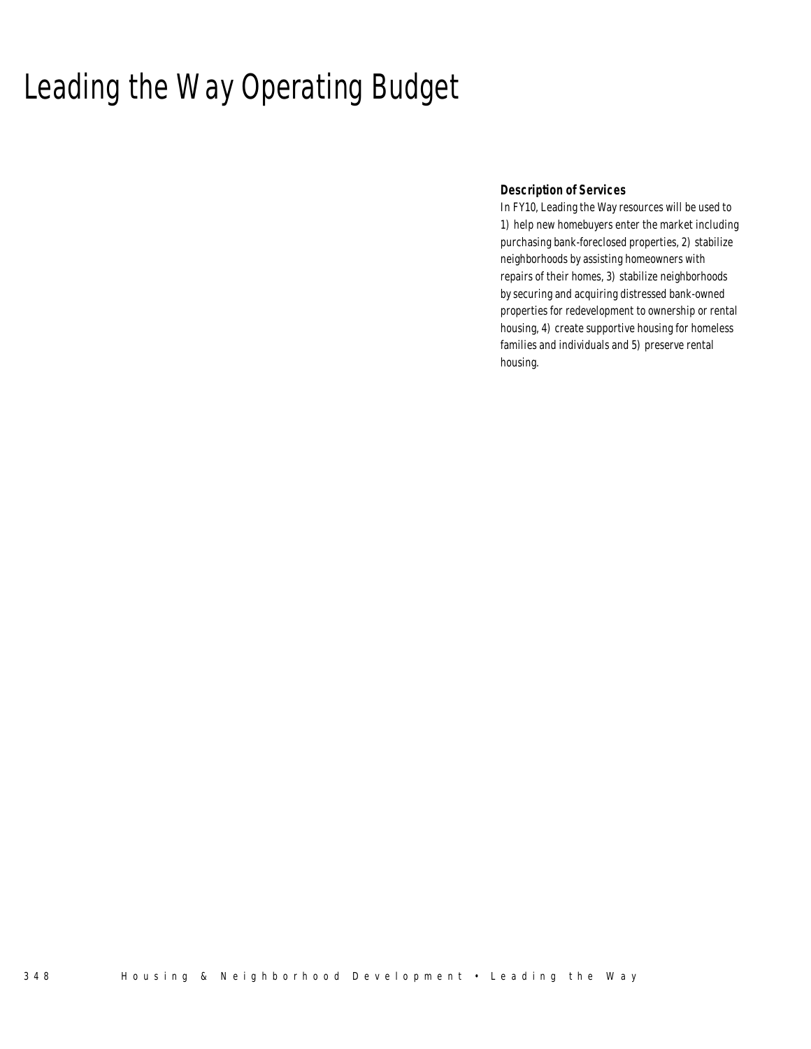# Leading the Way Operating Budget

### Description of Services

In FY10, Leading the Way resources will be used to 1) help new homebuyers enter the market including purchasing bank-foreclosed properties, 2) stabilize neighborhoods by assisting homeowners with repairs of their homes, 3) stabilize neighborhoods by securing and acquiring distressed bank-owned properties for redevelopment to ownership or rental housing, 4) create supportive housing for homeless families and individuals and 5) preserve rental housing.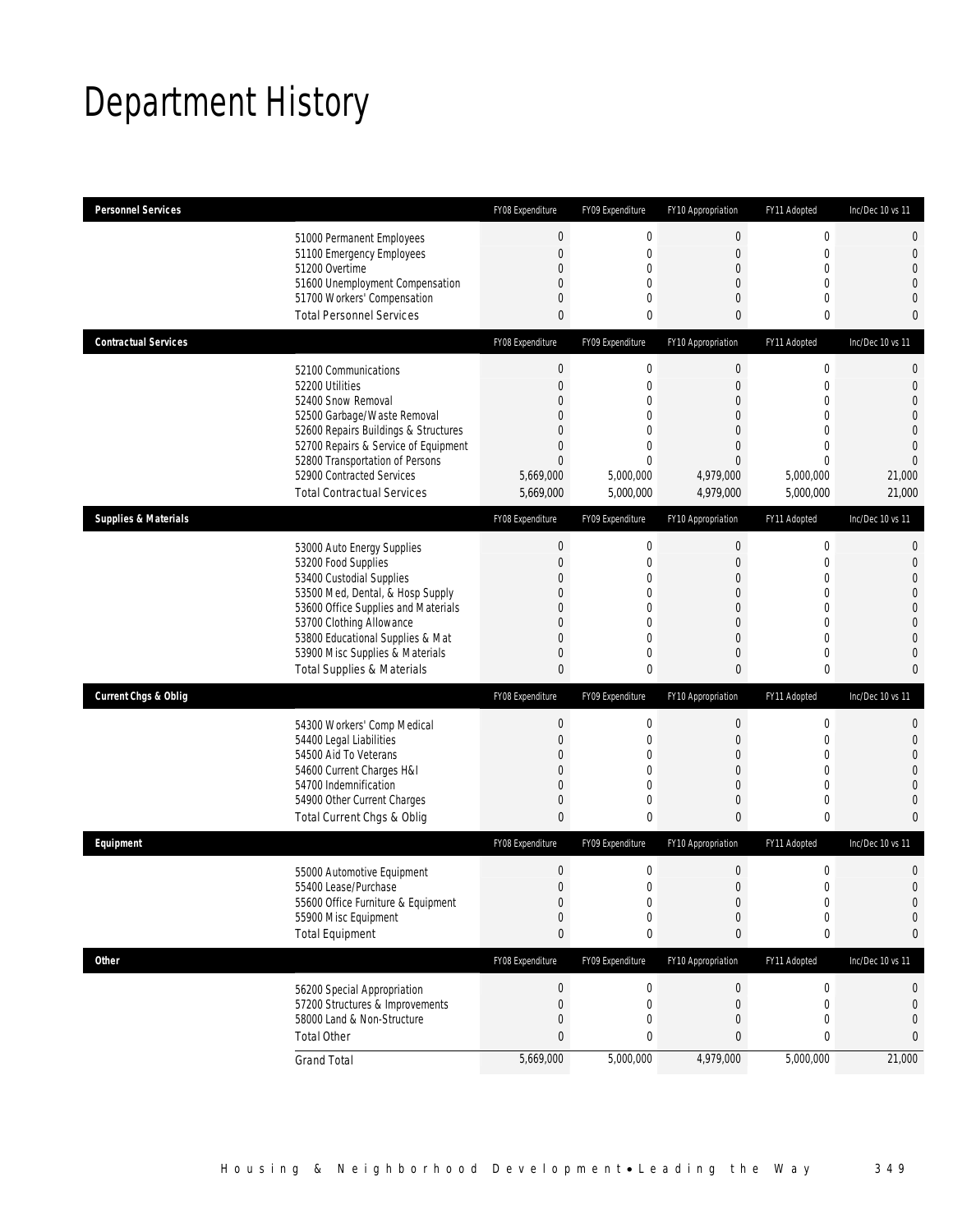# Department History

| Personnel Services | | FY08 Expenditure | FY09 Expenditure | FY10 Appropriation | FY11 Adopted | Inc/Dec 10 vs 11 |
|---|---|---|---|---|---|---|
| | 51000 Permanent Employees | 0 | 0 | 0 | 0 | 0 |
| | 51100 Emergency Employees | 0 | 0 | 0 | 0 | 0 |
| | 51200 Overtime | 0 | 0 | 0 | 0 | 0 |
| | 51600 Unemployment Compensation | 0 | 0 | 0 | 0 | 0 |
| | 51700 Workers' Compensation | 0 | 0 | 0 | 0 | 0 |
| | Total Personnel Services | 0 | 0 | 0 | 0 | 0 |

| Contractual Services | | FY08 Expenditure | FY09 Expenditure | FY10 Appropriation | FY11 Adopted | Inc/Dec 10 vs 11 |
|---|---|---|---|---|---|---|
| | 52100 Communications | 0 | 0 | 0 | 0 | 0 |
| | 52200 Utilities | 0 | 0 | 0 | 0 | 0 |
| | 52400 Snow Removal | 0 | 0 | 0 | 0 | 0 |
| | 52500 Garbage/Waste Removal | 0 | 0 | 0 | 0 | 0 |
| | 52600 Repairs Buildings & Structures | 0 | 0 | 0 | 0 | 0 |
| | 52700 Repairs & Service of Equipment | 0 | 0 | 0 | 0 | 0 |
| | 52800 Transportation of Persons | 0 | 0 | 0 | 0 | 0 |
| | 52900 Contracted Services | 5,669,000 | 5,000,000 | 4,979,000 | 5,000,000 | 21,000 |
| | Total Contractual Services | 5,669,000 | 5,000,000 | 4,979,000 | 5,000,000 | 21,000 |

| Supplies & Materials | | FY08 Expenditure | FY09 Expenditure | FY10 Appropriation | FY11 Adopted | Inc/Dec 10 vs 11 |
|---|---|---|---|---|---|---|
| | 53000 Auto Energy Supplies | 0 | 0 | 0 | 0 | 0 |
| | 53200 Food Supplies | 0 | 0 | 0 | 0 | 0 |
| | 53400 Custodial Supplies | 0 | 0 | 0 | 0 | 0 |
| | 53500 Med, Dental, & Hosp Supply | 0 | 0 | 0 | 0 | 0 |
| | 53600 Office Supplies and Materials | 0 | 0 | 0 | 0 | 0 |
| | 53700 Clothing Allowance | 0 | 0 | 0 | 0 | 0 |
| | 53800 Educational Supplies & Mat | 0 | 0 | 0 | 0 | 0 |
| | 53900 Misc Supplies & Materials | 0 | 0 | 0 | 0 | 0 |
| | Total Supplies & Materials | 0 | 0 | 0 | 0 | 0 |

| Current Chgs & Oblig | | FY08 Expenditure | FY09 Expenditure | FY10 Appropriation | FY11 Adopted | Inc/Dec 10 vs 11 |
|---|---|---|---|---|---|---|
| | 54300 Workers' Comp Medical | 0 | 0 | 0 | 0 | 0 |
| | 54400 Legal Liabilities | 0 | 0 | 0 | 0 | 0 |
| | 54500 Aid To Veterans | 0 | 0 | 0 | 0 | 0 |
| | 54600 Current Charges H&I | 0 | 0 | 0 | 0 | 0 |
| | 54700 Indemnification | 0 | 0 | 0 | 0 | 0 |
| | 54900 Other Current Charges | 0 | 0 | 0 | 0 | 0 |
| | Total Current Chgs & Oblig | 0 | 0 | 0 | 0 | 0 |

| Equipment | | FY08 Expenditure | FY09 Expenditure | FY10 Appropriation | FY11 Adopted | Inc/Dec 10 vs 11 |
|---|---|---|---|---|---|---|
| | 55000 Automotive Equipment | 0 | 0 | 0 | 0 | 0 |
| | 55400 Lease/Purchase | 0 | 0 | 0 | 0 | 0 |
| | 55600 Office Furniture & Equipment | 0 | 0 | 0 | 0 | 0 |
| | 55900 Misc Equipment | 0 | 0 | 0 | 0 | 0 |
| | Total Equipment | 0 | 0 | 0 | 0 | 0 |

| Other | | FY08 Expenditure | FY09 Expenditure | FY10 Appropriation | FY11 Adopted | Inc/Dec 10 vs 11 |
|---|---|---|---|---|---|---|
| | 56200 Special Appropriation | 0 | 0 | 0 | 0 | 0 |
| | 57200 Structures & Improvements | 0 | 0 | 0 | 0 | 0 |
| | 58000 Land & Non-Structure | 0 | 0 | 0 | 0 | 0 |
| | Total Other | 0 | 0 | 0 | 0 | 0 |
| | Grand Total | 5,669,000 | 5,000,000 | 4,979,000 | 5,000,000 | 21,000 |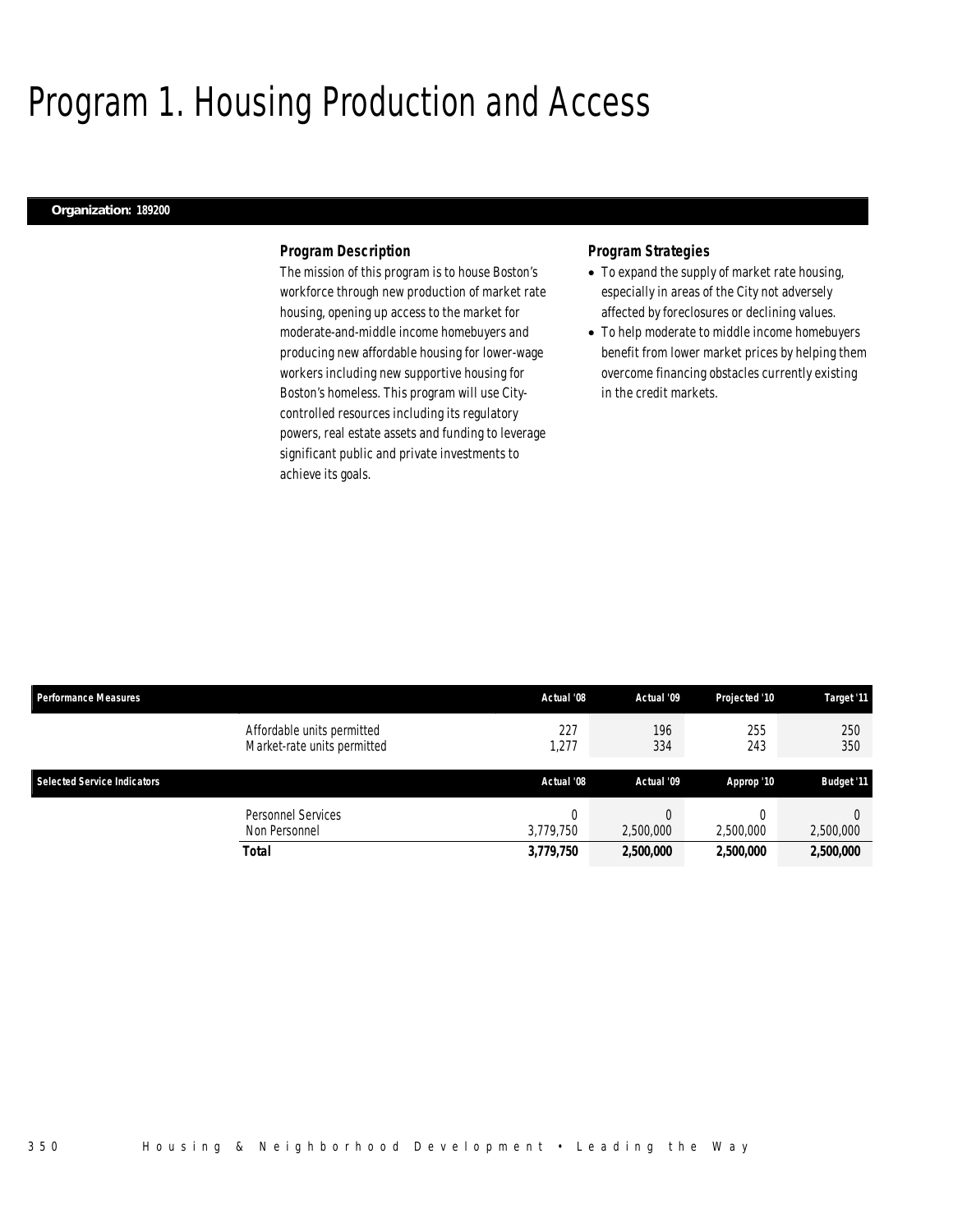# Program 1. Housing Production and Access

**Organization: 189200**

### Program Description

The mission of this program is to house Boston's workforce through new production of market rate housing, opening up access to the market for moderate-and-middle income homebuyers and producing new affordable housing for lower-wage workers including new supportive housing for Boston's homeless. This program will use City-controlled resources including its regulatory powers, real estate assets and funding to leverage significant public and private investments to achieve its goals.

### Program Strategies

- To expand the supply of market rate housing, especially in areas of the City not adversely affected by foreclosures or declining values.
- To help moderate to middle income homebuyers benefit from lower market prices by helping them overcome financing obstacles currently existing in the credit markets.

| Performance Measures | | Actual '08 | Actual '09 | Projected '10 | Target '11 |
|---|---|---|---|---|---|
| | Affordable units permitted | 227 | 196 | 255 | 250 |
| | Market-rate units permitted | 1,277 | 334 | 243 | 350 |

| Selected Service Indicators | | Actual '08 | Actual '09 | Approp '10 | Budget '11 |
|---|---|---|---|---|---|
| | Personnel Services | 0 | 0 | 0 | 0 |
| | Non Personnel | 3,779,750 | 2,500,000 | 2,500,000 | 2,500,000 |
| | **Total** | **3,779,750** | **2,500,000** | **2,500,000** | **2,500,000** |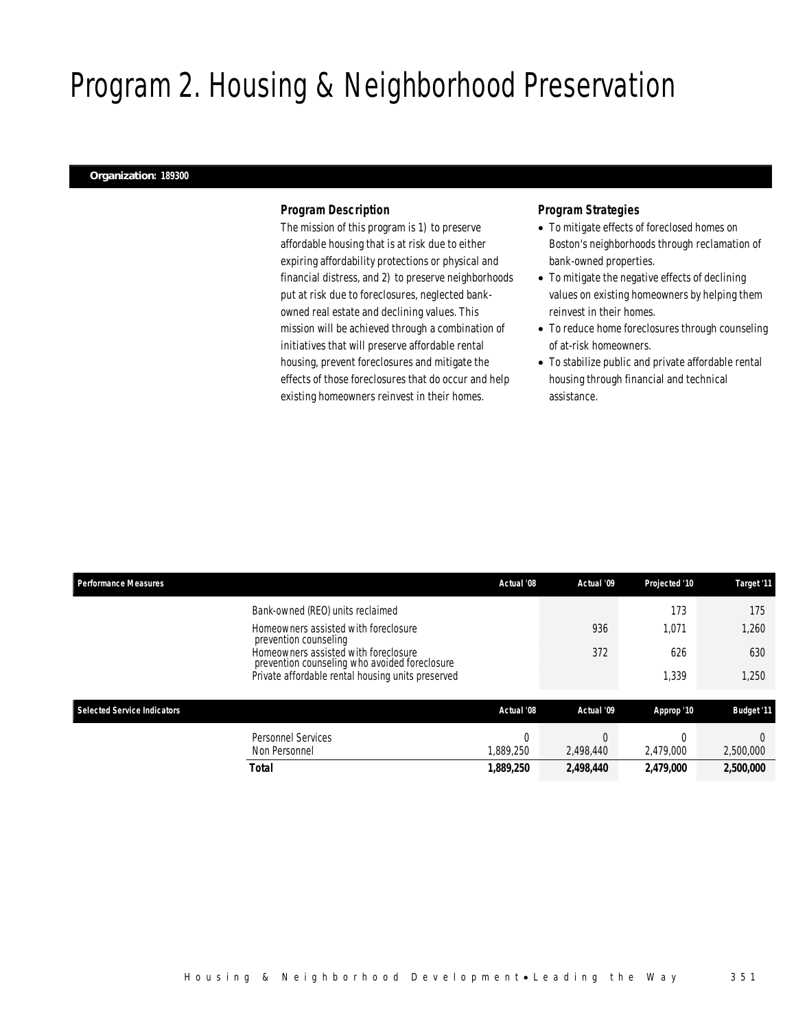# Program 2. Housing & Neighborhood Preservation

**Organization: 189300**

### *Program Description*

The mission of this program is 1) to preserve affordable housing that is at risk due to either expiring affordability protections or physical and financial distress, and 2) to preserve neighborhoods put at risk due to foreclosures, neglected bank-owned real estate and declining values. This mission will be achieved through a combination of initiatives that will preserve affordable rental housing, prevent foreclosures and mitigate the effects of those foreclosures that do occur and help existing homeowners reinvest in their homes.

### *Program Strategies*

- To mitigate effects of foreclosed homes on Boston's neighborhoods through reclamation of bank-owned properties.
- To mitigate the negative effects of declining values on existing homeowners by helping them reinvest in their homes.
- To reduce home foreclosures through counseling of at-risk homeowners.
- To stabilize public and private affordable rental housing through financial and technical assistance.

| Performance Measures | Actual '08 | Actual '09 | Projected '10 | Target '11 |
|---|---|---|---|---|
| Bank-owned (REO) units reclaimed | | | 173 | 175 |
| Homeowners assisted with foreclosure prevention counseling | | 936 | 1,071 | 1,260 |
| Homeowners assisted with foreclosure prevention counseling who avoided foreclosure | | 372 | 626 | 630 |
| Private affordable rental housing units preserved | | | 1,339 | 1,250 |

| Selected Service Indicators | Actual '08 | Actual '09 | Approp '10 | Budget '11 |
|---|---|---|---|---|
| Personnel Services | 0 | 0 | 0 | 0 |
| Non Personnel | 1,889,250 | 2,498,440 | 2,479,000 | 2,500,000 |
| **Total** | **1,889,250** | **2,498,440** | **2,479,000** | **2,500,000** |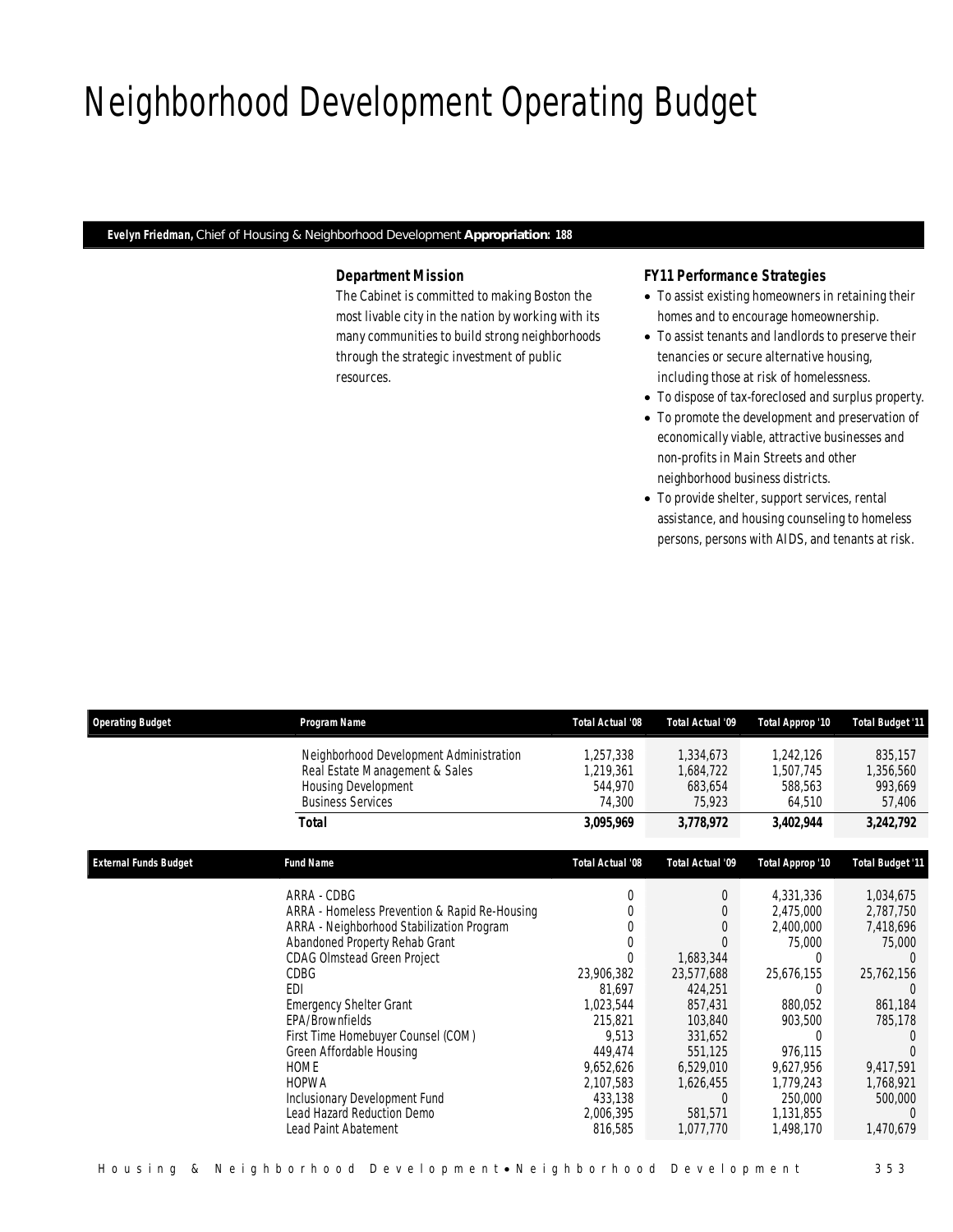# Neighborhood Development Operating Budget

**Evelyn Friedman,** Chief of Housing & Neighborhood Development **Appropriation: 188**

### *Department Mission*

The Cabinet is committed to making Boston the most livable city in the nation by working with its many communities to build strong neighborhoods through the strategic investment of public resources.

### *FY11 Performance Strategies*

- To assist existing homeowners in retaining their homes and to encourage homeownership.
- To assist tenants and landlords to preserve their tenancies or secure alternative housing, including those at risk of homelessness.
- To dispose of tax-foreclosed and surplus property.
- To promote the development and preservation of economically viable, attractive businesses and non-profits in Main Streets and other neighborhood business districts.
- To provide shelter, support services, rental assistance, and housing counseling to homeless persons, persons with AIDS, and tenants at risk.

| Operating Budget | Program Name | Total Actual '08 | Total Actual '09 | Total Approp '10 | Total Budget '11 |
|---|---|---|---|---|---|
| | Neighborhood Development Administration | 1,257,338 | 1,334,673 | 1,242,126 | 835,157 |
| | Real Estate Management & Sales | 1,219,361 | 1,684,722 | 1,507,745 | 1,356,560 |
| | Housing Development | 544,970 | 683,654 | 588,563 | 993,669 |
| | Business Services | 74,300 | 75,923 | 64,510 | 57,406 |
| | **Total** | **3,095,969** | **3,778,972** | **3,402,944** | **3,242,792** |

| External Funds Budget | Fund Name | Total Actual '08 | Total Actual '09 | Total Approp '10 | Total Budget '11 |
|---|---|---|---|---|---|
| | ARRA - CDBG | 0 | 0 | 4,331,336 | 1,034,675 |
| | ARRA - Homeless Prevention & Rapid Re-Housing | 0 | 0 | 2,475,000 | 2,787,750 |
| | ARRA - Neighborhood Stabilization Program | 0 | 0 | 2,400,000 | 7,418,696 |
| | Abandoned Property Rehab Grant | 0 | 0 | 75,000 | 75,000 |
| | CDAG Olmstead Green Project | 0 | 1,683,344 | 0 | 0 |
| | CDBG | 23,906,382 | 23,577,688 | 25,676,155 | 25,762,156 |
| | EDI | 81,697 | 424,251 | 0 | 0 |
| | Emergency Shelter Grant | 1,023,544 | 857,431 | 880,052 | 861,184 |
| | EPA/Brownfields | 215,821 | 103,840 | 903,500 | 785,178 |
| | First Time Homebuyer Counsel (COM) | 9,513 | 331,652 | 0 | 0 |
| | Green Affordable Housing | 449,474 | 551,125 | 976,115 | 0 |
| | HOME | 9,652,626 | 6,529,010 | 9,627,956 | 9,417,591 |
| | HOPWA | 2,107,583 | 1,626,455 | 1,779,243 | 1,768,921 |
| | Inclusionary Development Fund | 433,138 | 0 | 250,000 | 500,000 |
| | Lead Hazard Reduction Demo | 2,006,395 | 581,571 | 1,131,855 | 0 |
| | Lead Paint Abatement | 816,585 | 1,077,770 | 1,498,170 | 1,470,679 |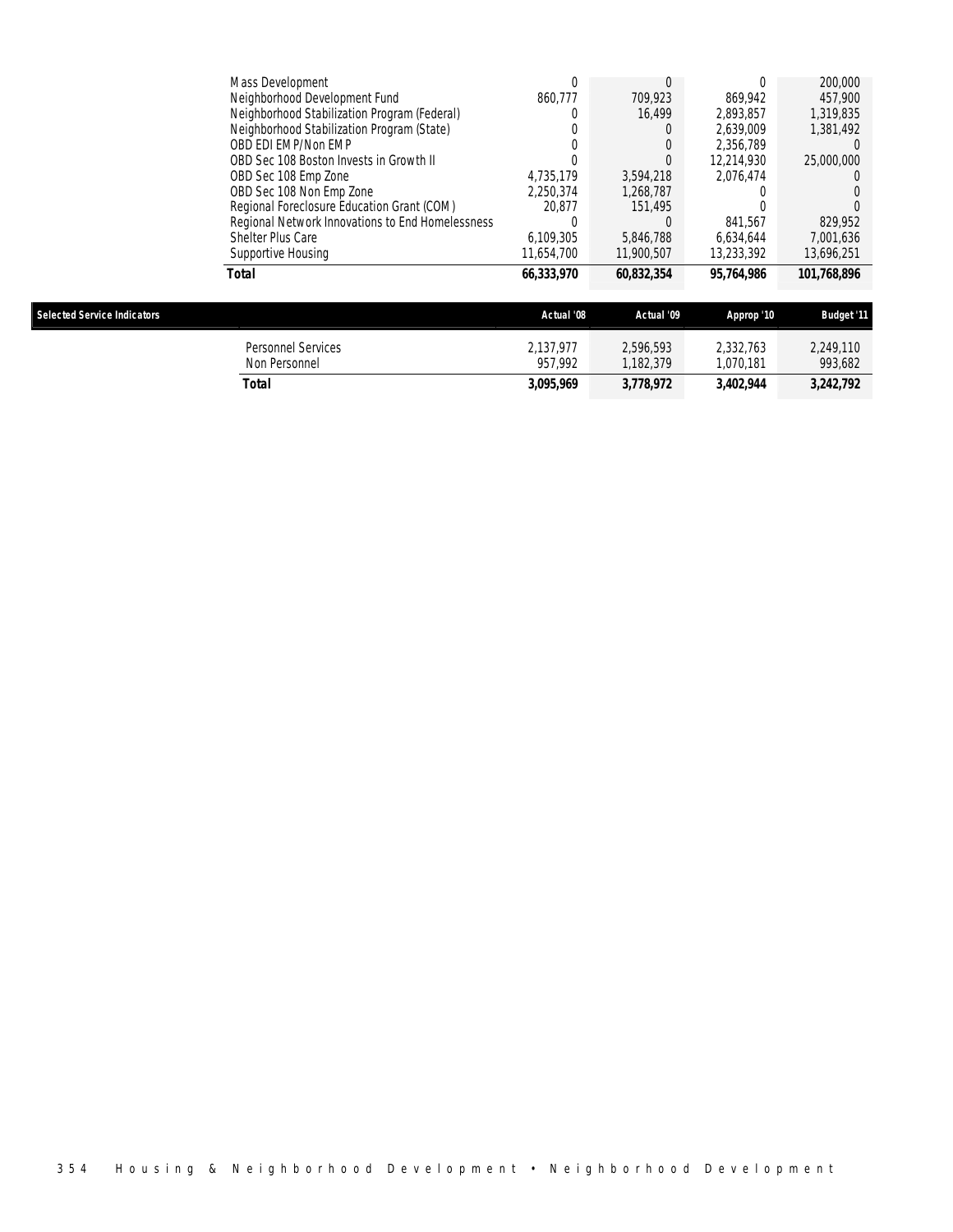| | | | | |
|---|---|---|---|---|
| Mass Development | 0 | 0 | 0 | 200,000 |
| Neighborhood Development Fund | 860,777 | 709,923 | 869,942 | 457,900 |
| Neighborhood Stabilization Program (Federal) | 0 | 16,499 | 2,893,857 | 1,319,835 |
| Neighborhood Stabilization Program (State) | 0 | 0 | 2,639,009 | 1,381,492 |
| OBD EDI EMP/Non EMP | 0 | 0 | 2,356,789 | 0 |
| OBD Sec 108 Boston Invests in Growth II | 0 | 0 | 12,214,930 | 25,000,000 |
| OBD Sec 108 Emp Zone | 4,735,179 | 3,594,218 | 2,076,474 | 0 |
| OBD Sec 108 Non Emp Zone | 2,250,374 | 1,268,787 | 0 | 0 |
| Regional Foreclosure Education Grant (COM) | 20,877 | 151,495 | 0 | 0 |
| Regional Network Innovations to End Homelessness | 0 | 0 | 841,567 | 829,952 |
| Shelter Plus Care | 6,109,305 | 5,846,788 | 6,634,644 | 7,001,636 |
| Supportive Housing | 11,654,700 | 11,900,507 | 13,233,392 | 13,696,251 |
| **Total** | **66,333,970** | **60,832,354** | **95,764,986** | **101,768,896** |

| Selected Service Indicators | Actual '08 | Actual '09 | Approp '10 | Budget '11 |
|---|---|---|---|---|
| Personnel Services | 2,137,977 | 2,596,593 | 2,332,763 | 2,249,110 |
| Non Personnel | 957,992 | 1,182,379 | 1,070,181 | 993,682 |
| **Total** | **3,095,969** | **3,778,972** | **3,402,944** | **3,242,792** |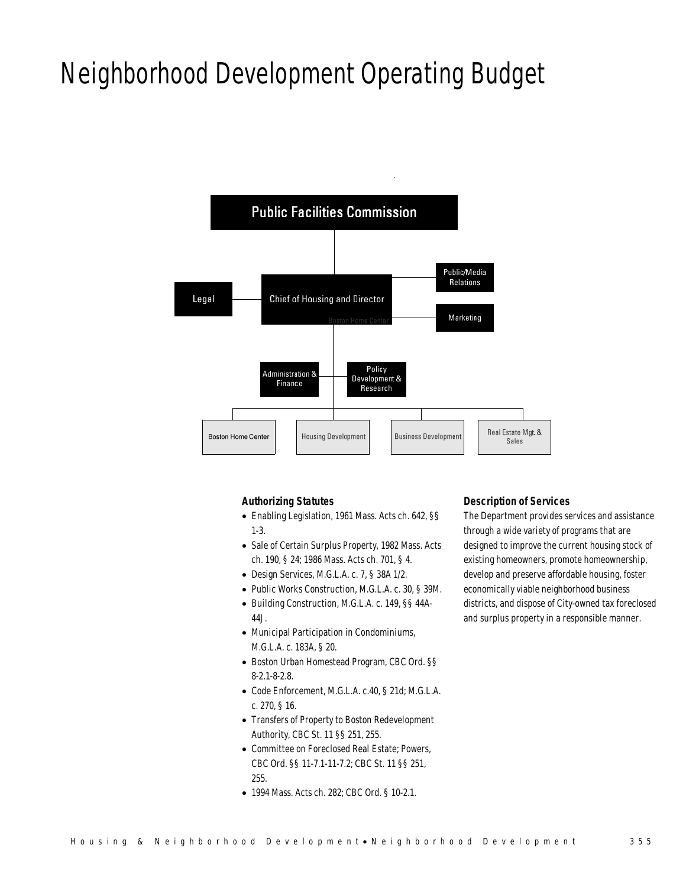# Neighborhood Development Operating Budget

Public Facilities Commission

Legal

Chief of Housing and Director

Public/Media Relations

Marketing

Administration & Finance

Policy Development & Research

Boston Home Center

Housing Development

Business Development

Real Estate Mgt. & Sales

### Authorizing Statutes

- Enabling Legislation, 1961 Mass. Acts ch. 642, §§ 1-3.
- Sale of Certain Surplus Property, 1982 Mass. Acts ch. 190, § 24; 1986 Mass. Acts ch. 701, § 4.
- Design Services, M.G.L.A. c. 7, § 38A 1/2.
- Public Works Construction, M.G.L.A. c. 30, § 39M.
- Building Construction, M.G.L.A. c. 149, §§ 44A-44J.
- Municipal Participation in Condominiums, M.G.L.A. c. 183A, § 20.
- Boston Urban Homestead Program, CBC Ord. §§ 8-2.1-8-2.8.
- Code Enforcement, M.G.L.A. c.40, § 21d; M.G.L.A. c. 270, § 16.
- Transfers of Property to Boston Redevelopment Authority, CBC St. 11 §§ 251, 255.
- Committee on Foreclosed Real Estate; Powers, CBC Ord. §§ 11-7.1-11-7.2; CBC St. 11 §§ 251, 255.
- 1994 Mass. Acts ch. 282; CBC Ord. § 10-2.1.

### Description of Services

The Department provides services and assistance through a wide variety of programs that are designed to improve the current housing stock of existing homeowners, promote homeownership, develop and preserve affordable housing, foster economically viable neighborhood business districts, and dispose of City-owned tax foreclosed and surplus property in a responsible manner.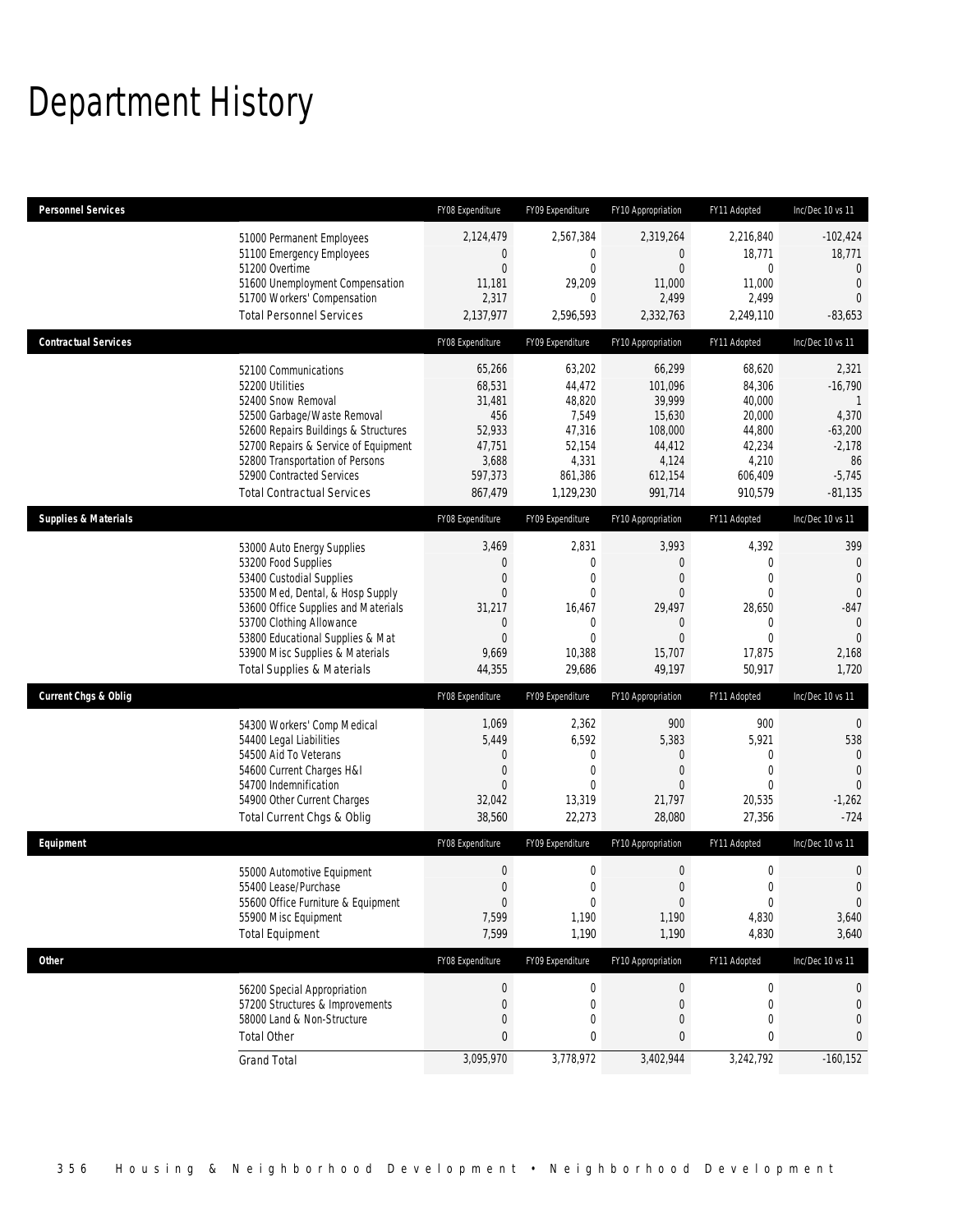# Department History

| Personnel Services | FY08 Expenditure | FY09 Expenditure | FY10 Appropriation | FY11 Adopted | Inc/Dec 10 vs 11 |
|---|---|---|---|---|---|
| 51000 Permanent Employees | 2,124,479 | 2,567,384 | 2,319,264 | 2,216,840 | -102,424 |
| 51100 Emergency Employees | 0 | 0 | 0 | 18,771 | 18,771 |
| 51200 Overtime | 0 | 0 | 0 | 0 | 0 |
| 51600 Unemployment Compensation | 11,181 | 29,209 | 11,000 | 11,000 | 0 |
| 51700 Workers' Compensation | 2,317 | 0 | 2,499 | 2,499 | 0 |
| Total Personnel Services | 2,137,977 | 2,596,593 | 2,332,763 | 2,249,110 | -83,653 |
| **Contractual Services** | FY08 Expenditure | FY09 Expenditure | FY10 Appropriation | FY11 Adopted | Inc/Dec 10 vs 11 |
| 52100 Communications | 65,266 | 63,202 | 66,299 | 68,620 | 2,321 |
| 52200 Utilities | 68,531 | 44,472 | 101,096 | 84,306 | -16,790 |
| 52400 Snow Removal | 31,481 | 48,820 | 39,999 | 40,000 | 1 |
| 52500 Garbage/Waste Removal | 456 | 7,549 | 15,630 | 20,000 | 4,370 |
| 52600 Repairs Buildings & Structures | 52,933 | 47,316 | 108,000 | 44,800 | -63,200 |
| 52700 Repairs & Service of Equipment | 47,751 | 52,154 | 44,412 | 42,234 | -2,178 |
| 52800 Transportation of Persons | 3,688 | 4,331 | 4,124 | 4,210 | 86 |
| 52900 Contracted Services | 597,373 | 861,386 | 612,154 | 606,409 | -5,745 |
| Total Contractual Services | 867,479 | 1,129,230 | 991,714 | 910,579 | -81,135 |
| **Supplies & Materials** | FY08 Expenditure | FY09 Expenditure | FY10 Appropriation | FY11 Adopted | Inc/Dec 10 vs 11 |
| 53000 Auto Energy Supplies | 3,469 | 2,831 | 3,993 | 4,392 | 399 |
| 53200 Food Supplies | 0 | 0 | 0 | 0 | 0 |
| 53400 Custodial Supplies | 0 | 0 | 0 | 0 | 0 |
| 53500 Med, Dental, & Hosp Supply | 0 | 0 | 0 | 0 | 0 |
| 53600 Office Supplies and Materials | 31,217 | 16,467 | 29,497 | 28,650 | -847 |
| 53700 Clothing Allowance | 0 | 0 | 0 | 0 | 0 |
| 53800 Educational Supplies & Mat | 0 | 0 | 0 | 0 | 0 |
| 53900 Misc Supplies & Materials | 9,669 | 10,388 | 15,707 | 17,875 | 2,168 |
| Total Supplies & Materials | 44,355 | 29,686 | 49,197 | 50,917 | 1,720 |
| **Current Chgs & Oblig** | FY08 Expenditure | FY09 Expenditure | FY10 Appropriation | FY11 Adopted | Inc/Dec 10 vs 11 |
| 54300 Workers' Comp Medical | 1,069 | 2,362 | 900 | 900 | 0 |
| 54400 Legal Liabilities | 5,449 | 6,592 | 5,383 | 5,921 | 538 |
| 54500 Aid To Veterans | 0 | 0 | 0 | 0 | 0 |
| 54600 Current Charges H&I | 0 | 0 | 0 | 0 | 0 |
| 54700 Indemnification | 0 | 0 | 0 | 0 | 0 |
| 54900 Other Current Charges | 32,042 | 13,319 | 21,797 | 20,535 | -1,262 |
| Total Current Chgs & Oblig | 38,560 | 22,273 | 28,080 | 27,356 | -724 |
| **Equipment** | FY08 Expenditure | FY09 Expenditure | FY10 Appropriation | FY11 Adopted | Inc/Dec 10 vs 11 |
| 55000 Automotive Equipment | 0 | 0 | 0 | 0 | 0 |
| 55400 Lease/Purchase | 0 | 0 | 0 | 0 | 0 |
| 55600 Office Furniture & Equipment | 0 | 0 | 0 | 0 | 0 |
| 55900 Misc Equipment | 7,599 | 1,190 | 1,190 | 4,830 | 3,640 |
| Total Equipment | 7,599 | 1,190 | 1,190 | 4,830 | 3,640 |
| **Other** | FY08 Expenditure | FY09 Expenditure | FY10 Appropriation | FY11 Adopted | Inc/Dec 10 vs 11 |
| 56200 Special Appropriation | 0 | 0 | 0 | 0 | 0 |
| 57200 Structures & Improvements | 0 | 0 | 0 | 0 | 0 |
| 58000 Land & Non-Structure | 0 | 0 | 0 | 0 | 0 |
| Total Other | 0 | 0 | 0 | 0 | 0 |
| Grand Total | 3,095,970 | 3,778,972 | 3,402,944 | 3,242,792 | -160,152 |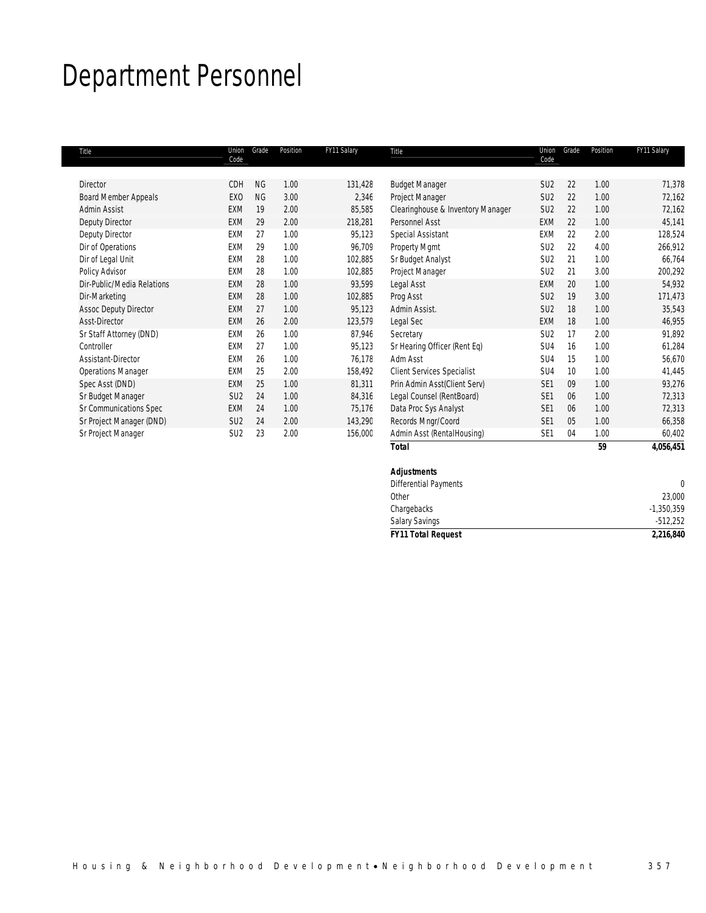# Department Personnel

| Title | Union Code | Grade | Position | FY11 Salary |
|---|---|---|---|---|
| Director | CDH | NG | 1.00 | 131,428 |
| Board Member Appeals | EXO | NG | 3.00 | 2,346 |
| Admin Assist | EXM | 19 | 2.00 | 85,585 |
| Deputy Director | EXM | 29 | 2.00 | 218,281 |
| Deputy Director | EXM | 27 | 1.00 | 95,123 |
| Dir of Operations | EXM | 29 | 1.00 | 96,709 |
| Dir of Legal Unit | EXM | 28 | 1.00 | 102,885 |
| Policy Advisor | EXM | 28 | 1.00 | 102,885 |
| Dir-Public/Media Relations | EXM | 28 | 1.00 | 93,599 |
| Dir-Marketing | EXM | 28 | 1.00 | 102,885 |
| Assoc Deputy Director | EXM | 27 | 1.00 | 95,123 |
| Asst-Director | EXM | 26 | 2.00 | 123,579 |
| Sr Staff Attorney (DND) | EXM | 26 | 1.00 | 87,946 |
| Controller | EXM | 27 | 1.00 | 95,123 |
| Assistant-Director | EXM | 26 | 1.00 | 76,178 |
| Operations Manager | EXM | 25 | 2.00 | 158,492 |
| Spec Asst (DND) | EXM | 25 | 1.00 | 81,311 |
| Sr Budget Manager | SU2 | 24 | 1.00 | 84,316 |
| Sr Communications Spec | EXM | 24 | 1.00 | 75,176 |
| Sr Project Manager (DND) | SU2 | 24 | 2.00 | 143,290 |
| Sr Project Manager | SU2 | 23 | 2.00 | 156,000 |
| Budget Manager | SU2 | 22 | 1.00 | 71,378 |
| Project Manager | SU2 | 22 | 1.00 | 72,162 |
| Clearinghouse & Inventory Manager | SU2 | 22 | 1.00 | 72,162 |
| Personnel Asst | EXM | 22 | 1.00 | 45,141 |
| Special Assistant | EXM | 22 | 2.00 | 128,524 |
| Property Mgmt | SU2 | 22 | 4.00 | 266,912 |
| Sr Budget Analyst | SU2 | 21 | 1.00 | 66,764 |
| Project Manager | SU2 | 21 | 3.00 | 200,292 |
| Legal Asst | EXM | 20 | 1.00 | 54,932 |
| Prog Asst | SU2 | 19 | 3.00 | 171,473 |
| Admin Assist. | SU2 | 18 | 1.00 | 35,543 |
| Legal Sec | EXM | 18 | 1.00 | 46,955 |
| Secretary | SU2 | 17 | 2.00 | 91,892 |
| Sr Hearing Officer (Rent Eq) | SU4 | 16 | 1.00 | 61,284 |
| Adm Asst | SU4 | 15 | 1.00 | 56,670 |
| Client Services Specialist | SU4 | 10 | 1.00 | 41,445 |
| Prin Admin Asst(Client Serv) | SE1 | 09 | 1.00 | 93,276 |
| Legal Counsel (RentBoard) | SE1 | 06 | 1.00 | 72,313 |
| Data Proc Sys Analyst | SE1 | 06 | 1.00 | 72,313 |
| Records Mngr/Coord | SE1 | 05 | 1.00 | 66,358 |
| Admin Asst (RentalHousing) | SE1 | 04 | 1.00 | 60,402 |
| **Total** | | | **59** | **4,056,451** |

| **Adjustments** | |
|---|---|
| Differential Payments | 0 |
| Other | 23,000 |
| Chargebacks | -1,350,359 |
| Salary Savings | -512,252 |
| ***FY11 Total Request*** | **2,216,840** |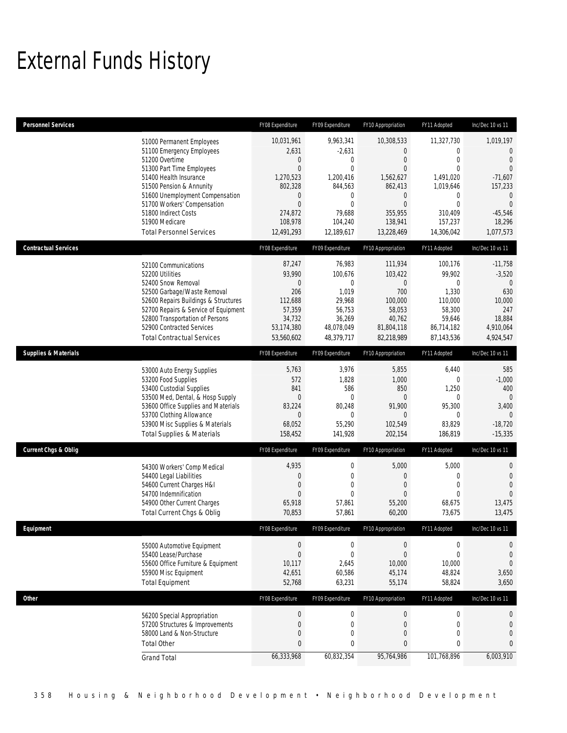# External Funds History

| Personnel Services | | FY08 Expenditure | FY09 Expenditure | FY10 Appropriation | FY11 Adopted | Inc/Dec 10 vs 11 |
|---|---|---|---|---|---|---|
| | 51000 Permanent Employees | 10,031,961 | 9,963,341 | 10,308,533 | 11,327,730 | 1,019,197 |
| | 51100 Emergency Employees | 2,631 | -2,631 | 0 | 0 | 0 |
| | 51200 Overtime | 0 | 0 | 0 | 0 | 0 |
| | 51300 Part Time Employees | 0 | 0 | 0 | 0 | 0 |
| | 51400 Health Insurance | 1,270,523 | 1,200,416 | 1,562,627 | 1,491,020 | -71,607 |
| | 51500 Pension & Annunity | 802,328 | 844,563 | 862,413 | 1,019,646 | 157,233 |
| | 51600 Unemployment Compensation | 0 | 0 | 0 | 0 | 0 |
| | 51700 Workers' Compensation | 0 | 0 | 0 | 0 | 0 |
| | 51800 Indirect Costs | 274,872 | 79,688 | 355,955 | 310,409 | -45,546 |
| | 51900 Medicare | 108,978 | 104,240 | 138,941 | 157,237 | 18,296 |
| | Total Personnel Services | 12,491,293 | 12,189,617 | 13,228,469 | 14,306,042 | 1,077,573 |
| **Contractual Services** | | FY08 Expenditure | FY09 Expenditure | FY10 Appropriation | FY11 Adopted | Inc/Dec 10 vs 11 |
| | 52100 Communications | 87,247 | 76,983 | 111,934 | 100,176 | -11,758 |
| | 52200 Utilities | 93,990 | 100,676 | 103,422 | 99,902 | -3,520 |
| | 52400 Snow Removal | 0 | 0 | 0 | 0 | 0 |
| | 52500 Garbage/Waste Removal | 206 | 1,019 | 700 | 1,330 | 630 |
| | 52600 Repairs Buildings & Structures | 112,688 | 29,968 | 100,000 | 110,000 | 10,000 |
| | 52700 Repairs & Service of Equipment | 57,359 | 56,753 | 58,053 | 58,300 | 247 |
| | 52800 Transportation of Persons | 34,732 | 36,269 | 40,762 | 59,646 | 18,884 |
| | 52900 Contracted Services | 53,174,380 | 48,078,049 | 81,804,118 | 86,714,182 | 4,910,064 |
| | Total Contractual Services | 53,560,602 | 48,379,717 | 82,218,989 | 87,143,536 | 4,924,547 |
| **Supplies & Materials** | | FY08 Expenditure | FY09 Expenditure | FY10 Appropriation | FY11 Adopted | Inc/Dec 10 vs 11 |
| | 53000 Auto Energy Supplies | 5,763 | 3,976 | 5,855 | 6,440 | 585 |
| | 53200 Food Supplies | 572 | 1,828 | 1,000 | 0 | -1,000 |
| | 53400 Custodial Supplies | 841 | 586 | 850 | 1,250 | 400 |
| | 53500 Med, Dental, & Hosp Supply | 0 | 0 | 0 | 0 | 0 |
| | 53600 Office Supplies and Materials | 83,224 | 80,248 | 91,900 | 95,300 | 3,400 |
| | 53700 Clothing Allowance | 0 | 0 | 0 | 0 | 0 |
| | 53900 Misc Supplies & Materials | 68,052 | 55,290 | 102,549 | 83,829 | -18,720 |
| | Total Supplies & Materials | 158,452 | 141,928 | 202,154 | 186,819 | -15,335 |
| **Current Chgs & Oblig** | | FY08 Expenditure | FY09 Expenditure | FY10 Appropriation | FY11 Adopted | Inc/Dec 10 vs 11 |
| | 54300 Workers' Comp Medical | 4,935 | 0 | 5,000 | 5,000 | 0 |
| | 54400 Legal Liabilities | 0 | 0 | 0 | 0 | 0 |
| | 54600 Current Charges H&I | 0 | 0 | 0 | 0 | 0 |
| | 54700 Indemnification | 0 | 0 | 0 | 0 | 0 |
| | 54900 Other Current Charges | 65,918 | 57,861 | 55,200 | 68,675 | 13,475 |
| | Total Current Chgs & Oblig | 70,853 | 57,861 | 60,200 | 73,675 | 13,475 |
| **Equipment** | | FY08 Expenditure | FY09 Expenditure | FY10 Appropriation | FY11 Adopted | Inc/Dec 10 vs 11 |
| | 55000 Automotive Equipment | 0 | 0 | 0 | 0 | 0 |
| | 55400 Lease/Purchase | 0 | 0 | 0 | 0 | 0 |
| | 55600 Office Furniture & Equipment | 10,117 | 2,645 | 10,000 | 10,000 | 0 |
| | 55900 Misc Equipment | 42,651 | 60,586 | 45,174 | 48,824 | 3,650 |
| | Total Equipment | 52,768 | 63,231 | 55,174 | 58,824 | 3,650 |
| **Other** | | FY08 Expenditure | FY09 Expenditure | FY10 Appropriation | FY11 Adopted | Inc/Dec 10 vs 11 |
| | 56200 Special Appropriation | 0 | 0 | 0 | 0 | 0 |
| | 57200 Structures & Improvements | 0 | 0 | 0 | 0 | 0 |
| | 58000 Land & Non-Structure | 0 | 0 | 0 | 0 | 0 |
| | Total Other | 0 | 0 | 0 | 0 | 0 |
| | Grand Total | 66,333,968 | 60,832,354 | 95,764,986 | 101,768,896 | 6,003,910 |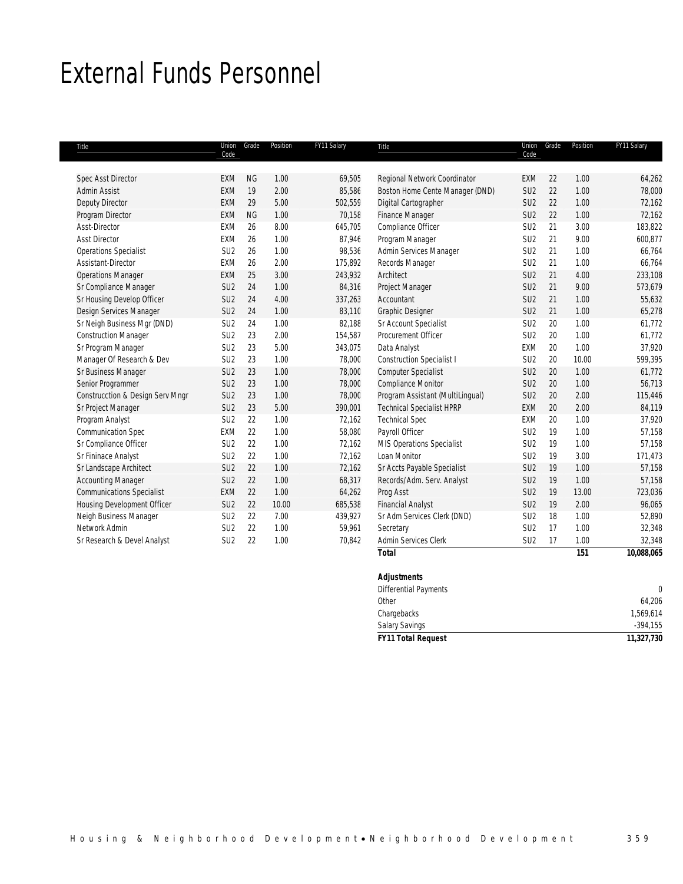# External Funds Personnel

| Title | Union Code | Grade | Position | FY11 Salary |
|---|---|---|---|---|
| Spec Asst Director | EXM | NG | 1.00 | 69,505 |
| Admin Assist | EXM | 19 | 2.00 | 85,586 |
| Deputy Director | EXM | 29 | 5.00 | 502,559 |
| Program Director | EXM | NG | 1.00 | 70,158 |
| Asst-Director | EXM | 26 | 8.00 | 645,705 |
| Asst Director | EXM | 26 | 1.00 | 87,946 |
| Operations Specialist | SU2 | 26 | 1.00 | 98,536 |
| Assistant-Director | EXM | 26 | 2.00 | 175,892 |
| Operations Manager | EXM | 25 | 3.00 | 243,932 |
| Sr Compliance Manager | SU2 | 24 | 1.00 | 84,316 |
| Sr Housing Develop Officer | SU2 | 24 | 4.00 | 337,263 |
| Design Services Manager | SU2 | 24 | 1.00 | 83,110 |
| Sr Neigh Business Mgr (DND) | SU2 | 24 | 1.00 | 82,188 |
| Construction Manager | SU2 | 23 | 2.00 | 154,587 |
| Sr Program Manager | SU2 | 23 | 5.00 | 343,075 |
| Manager Of Research & Dev | SU2 | 23 | 1.00 | 78,000 |
| Sr Business Manager | SU2 | 23 | 1.00 | 78,000 |
| Senior Programmer | SU2 | 23 | 1.00 | 78,000 |
| Constructcion & Design Serv Mngr | SU2 | 23 | 1.00 | 78,000 |
| Sr Project Manager | SU2 | 23 | 5.00 | 390,001 |
| Program Analyst | SU2 | 22 | 1.00 | 72,162 |
| Communication Spec | EXM | 22 | 1.00 | 58,080 |
| Sr Compliance Officer | SU2 | 22 | 1.00 | 72,162 |
| Sr Fininace Analyst | SU2 | 22 | 1.00 | 72,162 |
| Sr Landscape Architect | SU2 | 22 | 1.00 | 72,162 |
| Accounting Manager | SU2 | 22 | 1.00 | 68,317 |
| Communications Specialist | EXM | 22 | 1.00 | 64,262 |
| Housing Development Officer | SU2 | 22 | 10.00 | 685,538 |
| Neigh Business Manager | SU2 | 22 | 7.00 | 439,927 |
| Network Admin | SU2 | 22 | 1.00 | 59,961 |
| Sr Research & Devel Analyst | SU2 | 22 | 1.00 | 70,842 |
| Regional Network Coordinator | EXM | 22 | 1.00 | 64,262 |
| Boston Home Cente Manager (DND) | SU2 | 22 | 1.00 | 78,000 |
| Digital Cartographer | SU2 | 22 | 1.00 | 72,162 |
| Finance Manager | SU2 | 22 | 1.00 | 72,162 |
| Compliance Officer | SU2 | 21 | 3.00 | 183,822 |
| Program Manager | SU2 | 21 | 9.00 | 600,877 |
| Admin Services Manager | SU2 | 21 | 1.00 | 66,764 |
| Records Manager | SU2 | 21 | 1.00 | 66,764 |
| Architect | SU2 | 21 | 4.00 | 233,108 |
| Project Manager | SU2 | 21 | 9.00 | 573,679 |
| Accountant | SU2 | 21 | 1.00 | 55,632 |
| Graphic Designer | SU2 | 21 | 1.00 | 65,278 |
| Sr Account Specialist | SU2 | 20 | 1.00 | 61,772 |
| Procurement Officer | SU2 | 20 | 1.00 | 61,772 |
| Data Analyst | EXM | 20 | 1.00 | 37,920 |
| Construction Specialist I | SU2 | 20 | 10.00 | 599,395 |
| Computer Specialist | SU2 | 20 | 1.00 | 61,772 |
| Compliance Monitor | SU2 | 20 | 1.00 | 56,713 |
| Program Assistant (MultiLingual) | SU2 | 20 | 2.00 | 115,446 |
| Technical Specialist HPRP | EXM | 20 | 2.00 | 84,119 |
| Technical Spec | EXM | 20 | 1.00 | 37,920 |
| Payroll Officer | SU2 | 19 | 1.00 | 57,158 |
| MIS Operations Specialist | SU2 | 19 | 1.00 | 57,158 |
| Loan Monitor | SU2 | 19 | 3.00 | 171,473 |
| Sr Accts Payable Specialist | SU2 | 19 | 1.00 | 57,158 |
| Records/Adm. Serv. Analyst | SU2 | 19 | 1.00 | 57,158 |
| Prog Asst | SU2 | 19 | 13.00 | 723,036 |
| Financial Analyst | SU2 | 19 | 2.00 | 96,065 |
| Sr Adm Services Clerk (DND) | SU2 | 18 | 1.00 | 52,890 |
| Secretary | SU2 | 17 | 1.00 | 32,348 |
| Admin Services Clerk | SU2 | 17 | 1.00 | 32,348 |
| **Total** | | | **151** | **10,088,065** |

| **Adjustments** | |
|---|---|
| Differential Payments | 0 |
| Other | 64,206 |
| Chargebacks | 1,569,614 |
| Salary Savings | -394,155 |
| ***FY11 Total Request*** | **11,327,730** |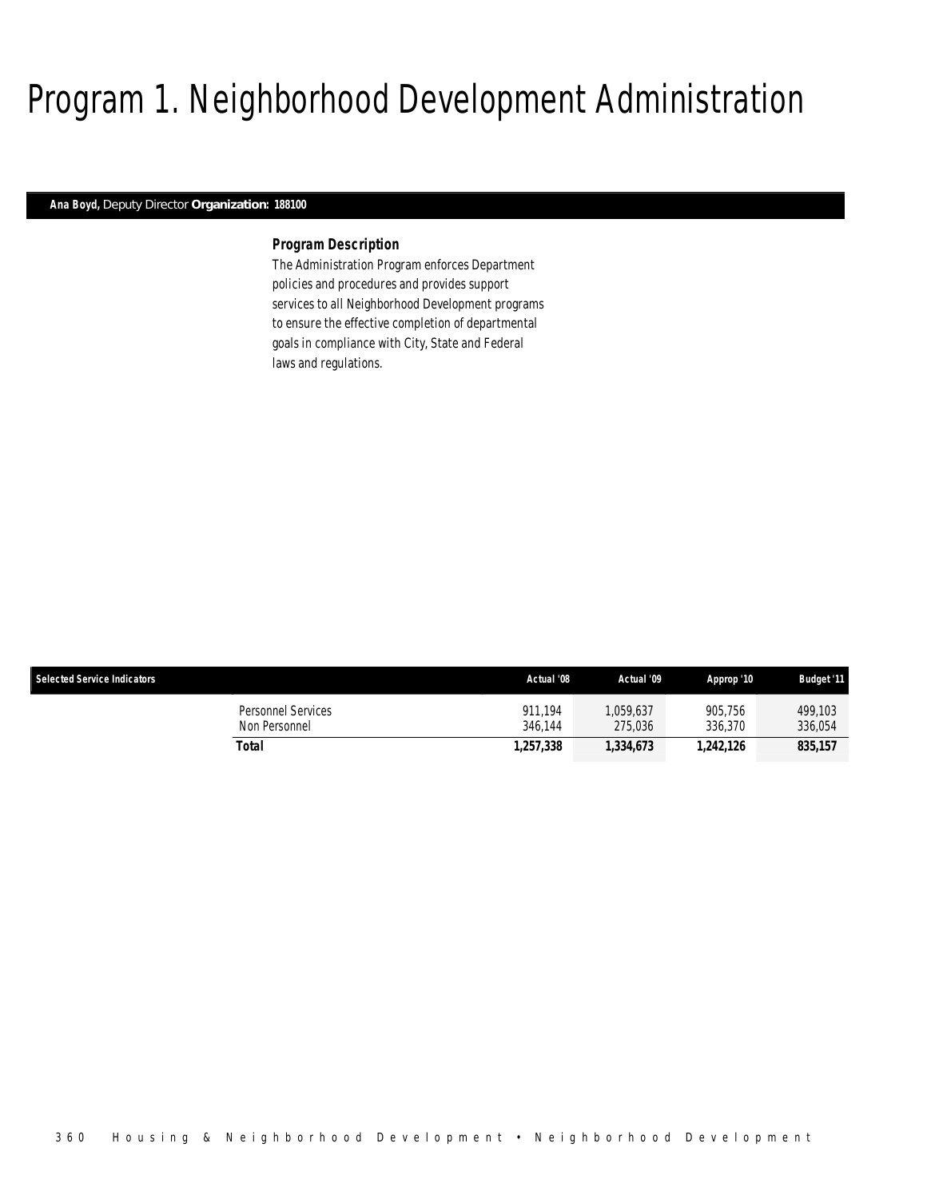# Program 1. Neighborhood Development Administration

**Ana Boyd,** Deputy Director **Organization: 188100**

### Program Description

The Administration Program enforces Department policies and procedures and provides support services to all Neighborhood Development programs to ensure the effective completion of departmental goals in compliance with City, State and Federal laws and regulations.

| Selected Service Indicators | | Actual '08 | Actual '09 | Approp '10 | Budget '11 |
|---|---|---|---|---|---|
| | Personnel Services | 911,194 | 1,059,637 | 905,756 | 499,103 |
| | Non Personnel | 346,144 | 275,036 | 336,370 | 336,054 |
| | **Total** | **1,257,338** | **1,334,673** | **1,242,126** | **835,157** |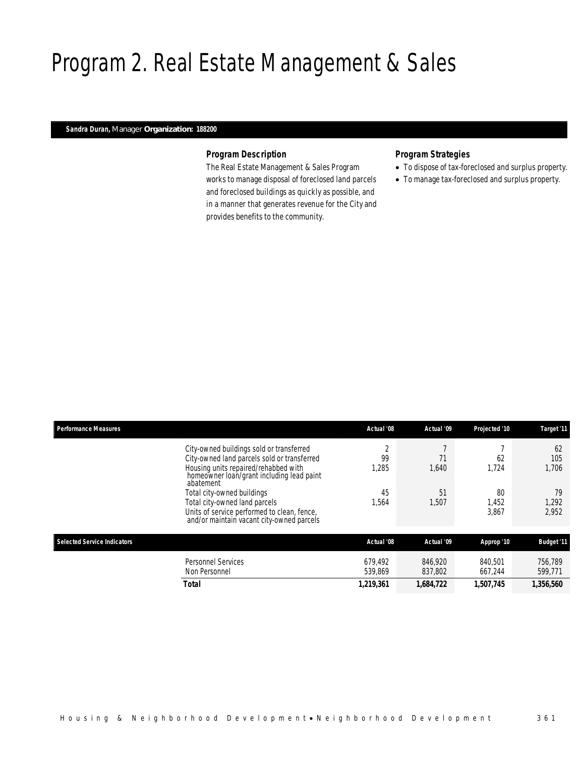# Program 2. Real Estate Management & Sales

**Sandra Duran,** Manager **Organization: 188200**

### *Program Description*

The Real Estate Management & Sales Program works to manage disposal of foreclosed land parcels and foreclosed buildings as quickly as possible, and in a manner that generates revenue for the City and provides benefits to the community.

### *Program Strategies*

- To dispose of tax-foreclosed and surplus property.
- To manage tax-foreclosed and surplus property.

| Performance Measures | Actual '08 | Actual '09 | Projected '10 | Target '11 |
|---|---|---|---|---|
| City-owned buildings sold or transferred | 2 | 7 | 7 | 62 |
| City-owned land parcels sold or transferred | 99 | 71 | 62 | 105 |
| Housing units repaired/rehabbed with homeowner loan/grant including lead paint abatement | 1,285 | 1,640 | 1,724 | 1,706 |
| Total city-owned buildings | 45 | 51 | 80 | 79 |
| Total city-owned land parcels | 1,564 | 1,507 | 1,452 | 1,292 |
| Units of service performed to clean, fence, and/or maintain vacant city-owned parcels | | | 3,867 | 2,952 |

| Selected Service Indicators | Actual '08 | Actual '09 | Approp '10 | Budget '11 |
|---|---|---|---|---|
| Personnel Services | 679,492 | 846,920 | 840,501 | 756,789 |
| Non Personnel | 539,869 | 837,802 | 667,244 | 599,771 |
| **Total** | **1,219,361** | **1,684,722** | **1,507,745** | **1,356,560** |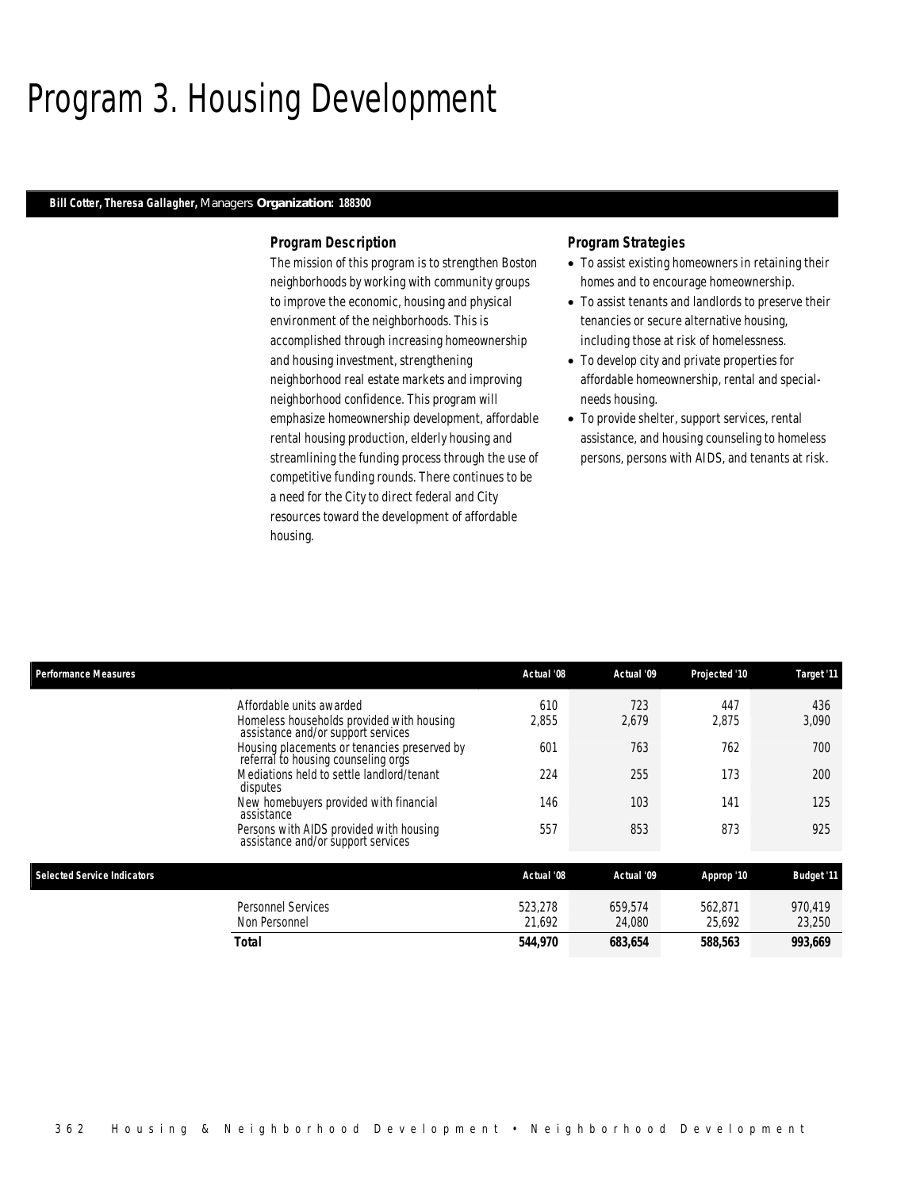# Program 3. Housing Development

**Bill Cotter, Theresa Gallagher,** Managers **Organization: 188300**

### Program Description

The mission of this program is to strengthen Boston neighborhoods by working with community groups to improve the economic, housing and physical environment of the neighborhoods. This is accomplished through increasing homeownership and housing investment, strengthening neighborhood real estate markets and improving neighborhood confidence. This program will emphasize homeownership development, affordable rental housing production, elderly housing and streamlining the funding process through the use of competitive funding rounds. There continues to be a need for the City to direct federal and City resources toward the development of affordable housing.

### Program Strategies

- To assist existing homeowners in retaining their homes and to encourage homeownership.
- To assist tenants and landlords to preserve their tenancies or secure alternative housing, including those at risk of homelessness.
- To develop city and private properties for affordable homeownership, rental and special-needs housing.
- To provide shelter, support services, rental assistance, and housing counseling to homeless persons, persons with AIDS, and tenants at risk.

| Performance Measures | Actual '08 | Actual '09 | Projected '10 | Target '11 |
|---|---|---|---|---|
| Affordable units awarded | 610 | 723 | 447 | 436 |
| Homeless households provided with housing assistance and/or support services | 2,855 | 2,679 | 2,875 | 3,090 |
| Housing placements or tenancies preserved by referral to housing counseling orgs | 601 | 763 | 762 | 700 |
| Mediations held to settle landlord/tenant disputes | 224 | 255 | 173 | 200 |
| New homebuyers provided with financial assistance | 146 | 103 | 141 | 125 |
| Persons with AIDS provided with housing assistance and/or support services | 557 | 853 | 873 | 925 |

| Selected Service Indicators | Actual '08 | Actual '09 | Approp '10 | Budget '11 |
|---|---|---|---|---|
| Personnel Services | 523,278 | 659,574 | 562,871 | 970,419 |
| Non Personnel | 21,692 | 24,080 | 25,692 | 23,250 |
| **Total** | **544,970** | **683,654** | **588,563** | **993,669** |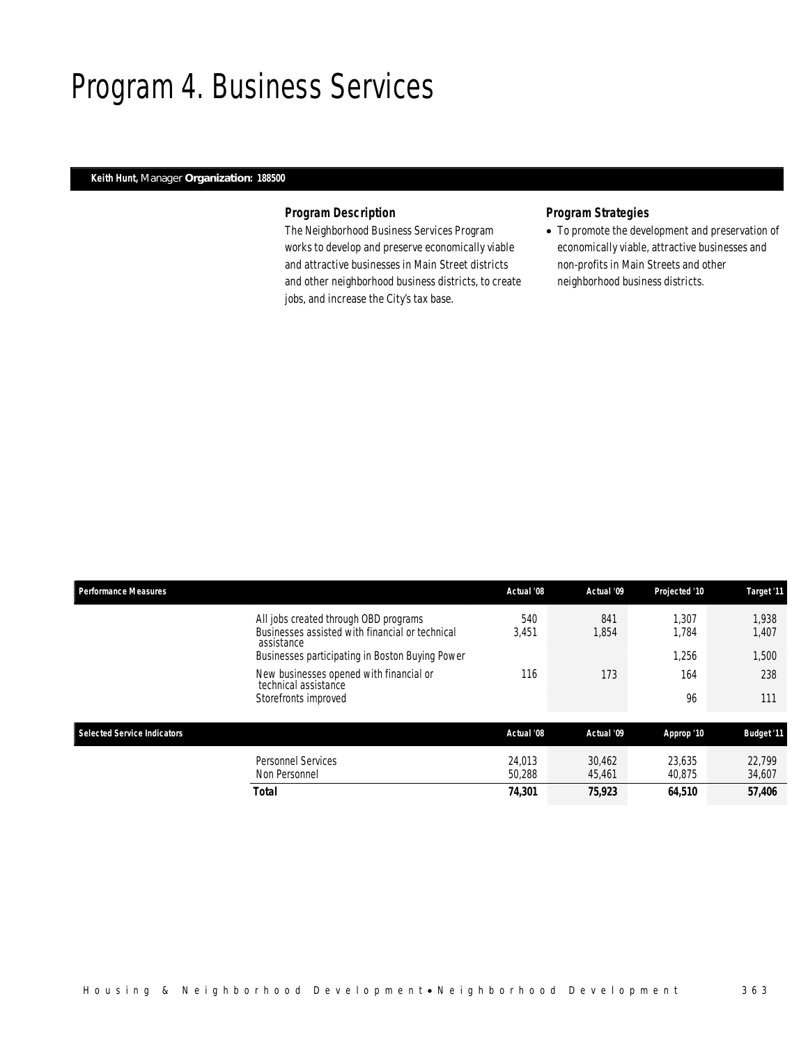# Program 4. Business Services

**Keith Hunt,** Manager **Organization: 188500**

### *Program Description*

The Neighborhood Business Services Program works to develop and preserve economically viable and attractive businesses in Main Street districts and other neighborhood business districts, to create jobs, and increase the City's tax base.

### *Program Strategies*

- To promote the development and preservation of economically viable, attractive businesses and non-profits in Main Streets and other neighborhood business districts.

| Performance Measures | Actual '08 | Actual '09 | Projected '10 | Target '11 |
|---|---|---|---|---|
| All jobs created through OBD programs | 540 | 841 | 1,307 | 1,938 |
| Businesses assisted with financial or technical assistance | 3,451 | 1,854 | 1,784 | 1,407 |
| Businesses participating in Boston Buying Power | | | 1,256 | 1,500 |
| New businesses opened with financial or technical assistance | 116 | 173 | 164 | 238 |
| Storefronts improved | | | 96 | 111 |

| Selected Service Indicators | Actual '08 | Actual '09 | Approp '10 | Budget '11 |
|---|---|---|---|---|
| Personnel Services | 24,013 | 30,462 | 23,635 | 22,799 |
| Non Personnel | 50,288 | 45,461 | 40,875 | 34,607 |
| **Total** | **74,301** | **75,923** | **64,510** | **57,406** |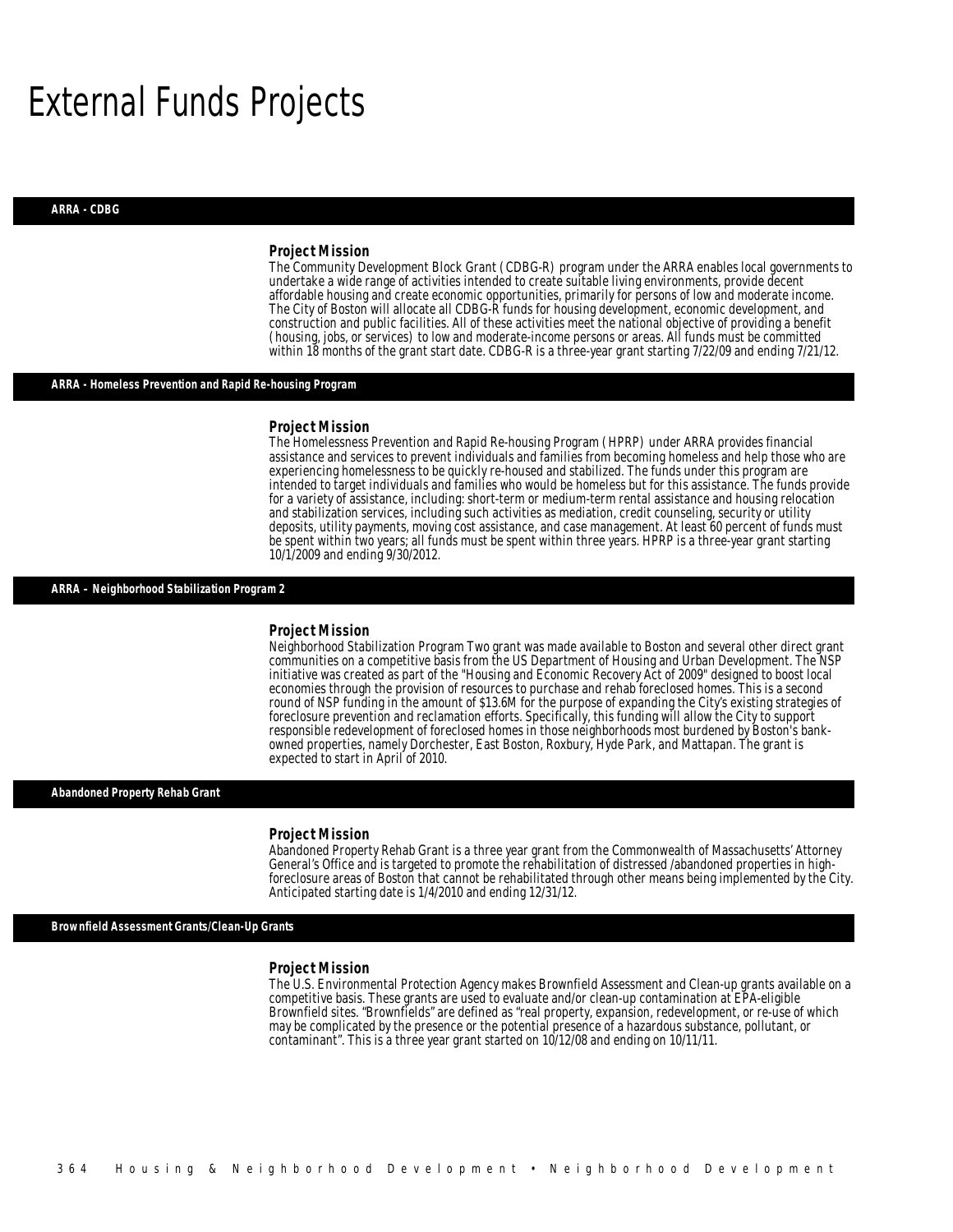# External Funds Projects

## ARRA - CDBG

### Project Mission

The Community Development Block Grant (CDBG-R) program under the ARRA enables local governments to undertake a wide range of activities intended to create suitable living environments, provide decent affordable housing and create economic opportunities, primarily for persons of low and moderate income. The City of Boston will allocate all CDBG-R funds for housing development, economic development, and construction and public facilities. All of these activities meet the national objective of providing a benefit (housing, jobs, or services) to low and moderate-income persons or areas. All funds must be committed within 18 months of the grant start date. CDBG-R is a three-year grant starting 7/22/09 and ending 7/21/12.

## ARRA - Homeless Prevention and Rapid Re-housing Program

### Project Mission

The Homelessness Prevention and Rapid Re-housing Program (HPRP) under ARRA provides financial assistance and services to prevent individuals and families from becoming homeless and help those who are experiencing homelessness to be quickly re-housed and stabilized. The funds under this program are intended to target individuals and families who would be homeless but for this assistance. The funds provide for a variety of assistance, including: short-term or medium-term rental assistance and housing relocation and stabilization services, including such activities as mediation, credit counseling, security or utility deposits, utility payments, moving cost assistance, and case management. At least 60 percent of funds must be spent within two years; all funds must be spent within three years. HPRP is a three-year grant starting 10/1/2009 and ending 9/30/2012.

## ARRA – Neighborhood Stabilization Program 2

### Project Mission

Neighborhood Stabilization Program Two grant was made available to Boston and several other direct grant communities on a competitive basis from the US Department of Housing and Urban Development. The NSP initiative was created as part of the "Housing and Economic Recovery Act of 2009" designed to boost local economies through the provision of resources to purchase and rehab foreclosed homes. This is a second round of NSP funding in the amount of $13.6M for the purpose of expanding the City's existing strategies of foreclosure prevention and reclamation efforts. Specifically, this funding will allow the City to support responsible redevelopment of foreclosed homes in those neighborhoods most burdened by Boston's bank-owned properties, namely Dorchester, East Boston, Roxbury, Hyde Park, and Mattapan. The grant is expected to start in April of 2010.

## Abandoned Property Rehab Grant

### Project Mission

Abandoned Property Rehab Grant is a three year grant from the Commonwealth of Massachusetts' Attorney General's Office and is targeted to promote the rehabilitation of distressed /abandoned properties in high-foreclosure areas of Boston that cannot be rehabilitated through other means being implemented by the City. Anticipated starting date is 1/4/2010 and ending 12/31/12.

## Brownfield Assessment Grants/Clean-Up Grants

### Project Mission

The U.S. Environmental Protection Agency makes Brownfield Assessment and Clean-up grants available on a competitive basis. These grants are used to evaluate and/or clean-up contamination at EPA-eligible Brownfield sites. "Brownfields" are defined as "real property, expansion, redevelopment, or re-use of which may be complicated by the presence or the potential presence of a hazardous substance, pollutant, or contaminant". This is a three year grant started on 10/12/08 and ending on 10/11/11.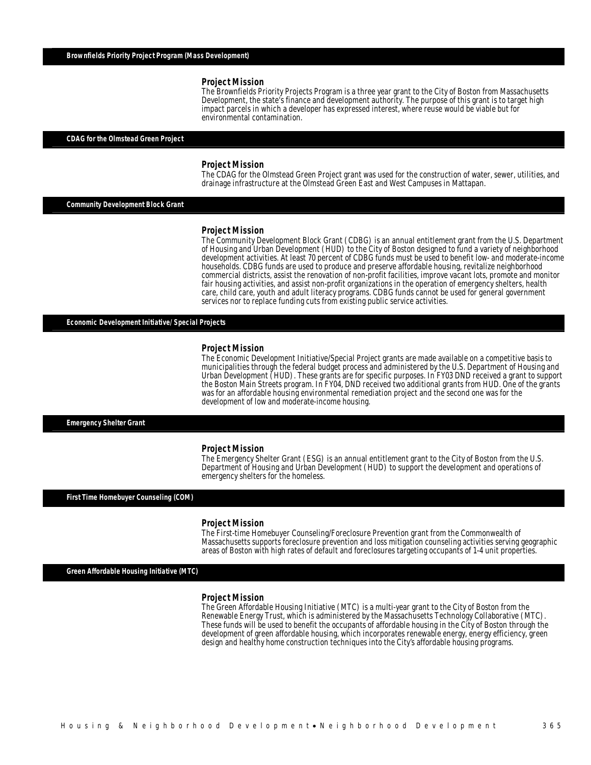## Brownfields Priority Project Program (Mass Development)

### Project Mission

The Brownfields Priority Projects Program is a three year grant to the City of Boston from Massachusetts Development, the state's finance and development authority. The purpose of this grant is to target high impact parcels in which a developer has expressed interest, where reuse would be viable but for environmental contamination.

## CDAG for the Olmstead Green Project

### Project Mission

The CDAG for the Olmstead Green Project grant was used for the construction of water, sewer, utilities, and drainage infrastructure at the Olmstead Green East and West Campuses in Mattapan.

## Community Development Block Grant

### Project Mission

The Community Development Block Grant (CDBG) is an annual entitlement grant from the U.S. Department of Housing and Urban Development (HUD) to the City of Boston designed to fund a variety of neighborhood development activities. At least 70 percent of CDBG funds must be used to benefit low- and moderate-income households. CDBG funds are used to produce and preserve affordable housing, revitalize neighborhood commercial districts, assist the renovation of non-profit facilities, improve vacant lots, promote and monitor fair housing activities, and assist non-profit organizations in the operation of emergency shelters, health care, child care, youth and adult literacy programs. CDBG funds cannot be used for general government services nor to replace funding cuts from existing public service activities.

## Economic Development Initiative/Special Projects

### Project Mission

The Economic Development Initiative/Special Project grants are made available on a competitive basis to municipalities through the federal budget process and administered by the U.S. Department of Housing and Urban Development (HUD). These grants are for specific purposes. In FY03 DND received a grant to support the Boston Main Streets program. In FY04, DND received two additional grants from HUD. One of the grants was for an affordable housing environmental remediation project and the second one was for the development of low and moderate-income housing.

## Emergency Shelter Grant

### Project Mission

The Emergency Shelter Grant (ESG) is an annual entitlement grant to the City of Boston from the U.S. Department of Housing and Urban Development (HUD) to support the development and operations of emergency shelters for the homeless.

## First Time Homebuyer Counseling (COM)

### Project Mission

The First-time Homebuyer Counseling/Foreclosure Prevention grant from the Commonwealth of Massachusetts supports foreclosure prevention and loss mitigation counseling activities serving geographic areas of Boston with high rates of default and foreclosures targeting occupants of 1-4 unit properties.

## Green Affordable Housing Initiative (MTC)

### Project Mission

The Green Affordable Housing Initiative (MTC) is a multi-year grant to the City of Boston from the Renewable Energy Trust, which is administered by the Massachusetts Technology Collaborative (MTC). These funds will be used to benefit the occupants of affordable housing in the City of Boston through the development of green affordable housing, which incorporates renewable energy, energy efficiency, green design and healthy home construction techniques into the City's affordable housing programs.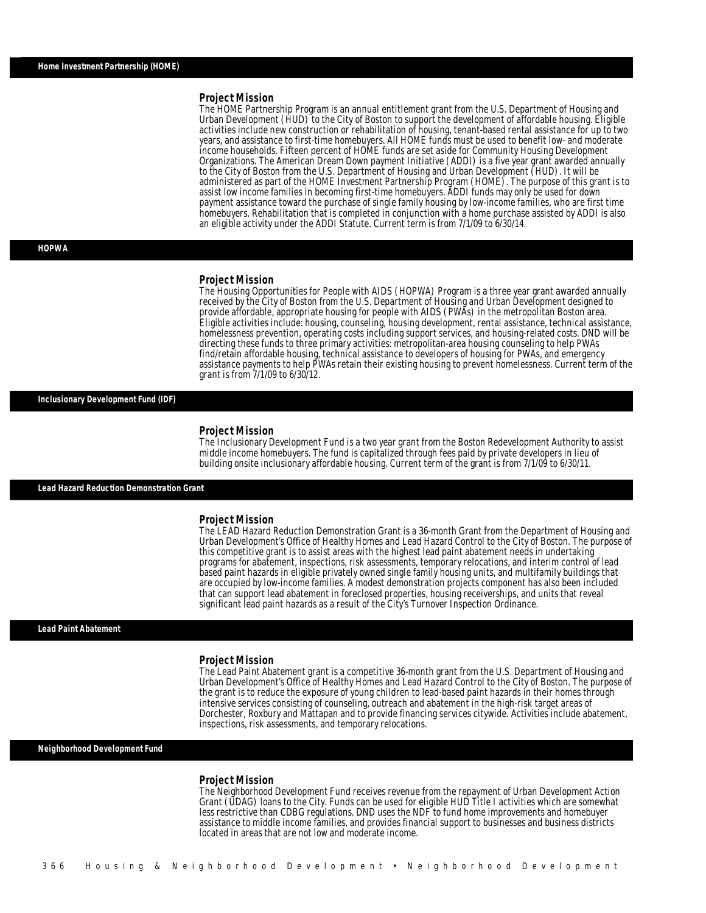## Home Investment Partnership (HOME)

### Project Mission

The HOME Partnership Program is an annual entitlement grant from the U.S. Department of Housing and Urban Development (HUD) to the City of Boston to support the development of affordable housing. Eligible activities include new construction or rehabilitation of housing, tenant-based rental assistance for up to two years, and assistance to first-time homebuyers. All HOME funds must be used to benefit low- and moderate income households. Fifteen percent of HOME funds are set aside for Community Housing Development Organizations. The American Dream Down payment Initiative (ADDI) is a five year grant awarded annually to the City of Boston from the U.S. Department of Housing and Urban Development (HUD). It will be administered as part of the HOME Investment Partnership Program (HOME). The purpose of this grant is to assist low income families in becoming first-time homebuyers. ADDI funds may only be used for down payment assistance toward the purchase of single family housing by low-income families, who are first time homebuyers. Rehabilitation that is completed in conjunction with a home purchase assisted by ADDI is also an eligible activity under the ADDI Statute. Current term is from 7/1/09 to 6/30/14.

## HOPWA

### Project Mission

The Housing Opportunities for People with AIDS (HOPWA) Program is a three year grant awarded annually received by the City of Boston from the U.S. Department of Housing and Urban Development designed to provide affordable, appropriate housing for people with AIDS (PWAs) in the metropolitan Boston area. Eligible activities include: housing, counseling, housing development, rental assistance, technical assistance, homelessness prevention, operating costs including support services, and housing-related costs. DND will be directing these funds to three primary activities: metropolitan-area housing counseling to help PWAs find/retain affordable housing, technical assistance to developers of housing for PWAs, and emergency assistance payments to help PWAs retain their existing housing to prevent homelessness. Current term of the grant is from 7/1/09 to 6/30/12.

## Inclusionary Development Fund (IDF)

### Project Mission

The Inclusionary Development Fund is a two year grant from the Boston Redevelopment Authority to assist middle income homebuyers. The fund is capitalized through fees paid by private developers in lieu of building onsite inclusionary affordable housing. Current term of the grant is from 7/1/09 to 6/30/11.

## Lead Hazard Reduction Demonstration Grant

### Project Mission

The LEAD Hazard Reduction Demonstration Grant is a 36-month Grant from the Department of Housing and Urban Development's Office of Healthy Homes and Lead Hazard Control to the City of Boston. The purpose of this competitive grant is to assist areas with the highest lead paint abatement needs in undertaking programs for abatement, inspections, risk assessments, temporary relocations, and interim control of lead based paint hazards in eligible privately owned single family housing units, and multifamily buildings that are occupied by low-income families. A modest demonstration projects component has also been included that can support lead abatement in foreclosed properties, housing receiverships, and units that reveal significant lead paint hazards as a result of the City's Turnover Inspection Ordinance.

## Lead Paint Abatement

### Project Mission

The Lead Paint Abatement grant is a competitive 36-month grant from the U.S. Department of Housing and Urban Development's Office of Healthy Homes and Lead Hazard Control to the City of Boston. The purpose of the grant is to reduce the exposure of young children to lead-based paint hazards in their homes through intensive services consisting of counseling, outreach and abatement in the high-risk target areas of Dorchester, Roxbury and Mattapan and to provide financing services citywide. Activities include abatement, inspections, risk assessments, and temporary relocations.

## Neighborhood Development Fund

### Project Mission

The Neighborhood Development Fund receives revenue from the repayment of Urban Development Action Grant (UDAG) loans to the City. Funds can be used for eligible HUD Title I activities which are somewhat less restrictive than CDBG regulations. DND uses the NDF to fund home improvements and homebuyer assistance to middle income families, and provides financial support to businesses and business districts located in areas that are not low and moderate income.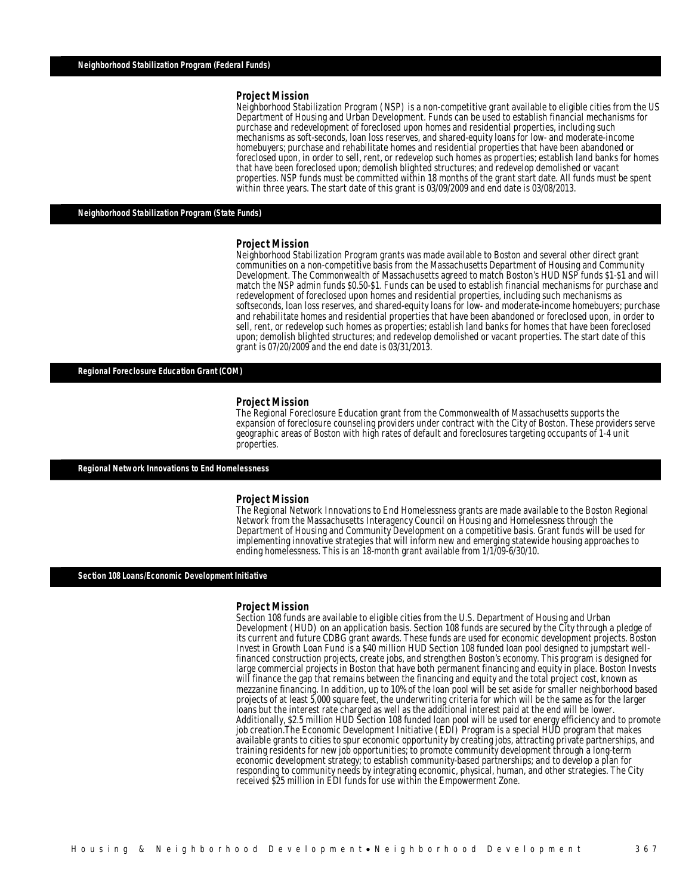## Neighborhood Stabilization Program (Federal Funds)

### Project Mission

Neighborhood Stabilization Program (NSP) is a non-competitive grant available to eligible cities from the US Department of Housing and Urban Development. Funds can be used to establish financial mechanisms for purchase and redevelopment of foreclosed upon homes and residential properties, including such mechanisms as soft-seconds, loan loss reserves, and shared-equity loans for low- and moderate-income homebuyers; purchase and rehabilitate homes and residential properties that have been abandoned or foreclosed upon, in order to sell, rent, or redevelop such homes as properties; establish land banks for homes that have been foreclosed upon; demolish blighted structures; and redevelop demolished or vacant properties. NSP funds must be committed within 18 months of the grant start date. All funds must be spent within three years. The start date of this grant is 03/09/2009 and end date is 03/08/2013.

## Neighborhood Stabilization Program (State Funds)

### Project Mission

Neighborhood Stabilization Program grants was made available to Boston and several other direct grant communities on a non-competitive basis from the Massachusetts Department of Housing and Community Development. The Commonwealth of Massachusetts agreed to match Boston's HUD NSP funds $1-$1 and will match the NSP admin funds $0.50-$1. Funds can be used to establish financial mechanisms for purchase and redevelopment of foreclosed upon homes and residential properties, including such mechanisms as softseconds, loan loss reserves, and shared-equity loans for low- and moderate-income homebuyers; purchase and rehabilitate homes and residential properties that have been abandoned or foreclosed upon, in order to sell, rent, or redevelop such homes as properties; establish land banks for homes that have been foreclosed upon; demolish blighted structures; and redevelop demolished or vacant properties. The start date of this grant is 07/20/2009 and the end date is 03/31/2013.

## Regional Foreclosure Education Grant (COM)

### Project Mission

The Regional Foreclosure Education grant from the Commonwealth of Massachusetts supports the expansion of foreclosure counseling providers under contract with the City of Boston. These providers serve geographic areas of Boston with high rates of default and foreclosures targeting occupants of 1-4 unit properties.

## Regional Network Innovations to End Homelessness

### Project Mission

The Regional Network Innovations to End Homelessness grants are made available to the Boston Regional Network from the Massachusetts Interagency Council on Housing and Homelessness through the Department of Housing and Community Development on a competitive basis. Grant funds will be used for implementing innovative strategies that will inform new and emerging statewide housing approaches to ending homelessness. This is an 18-month grant available from 1/1/09-6/30/10.

## Section 108 Loans/Economic Development Initiative

### Project Mission

Section 108 funds are available to eligible cities from the U.S. Department of Housing and Urban Development (HUD) on an application basis. Section 108 funds are secured by the City through a pledge of its current and future CDBG grant awards. These funds are used for economic development projects. Boston Invest in Growth Loan Fund is a $40 million HUD Section 108 funded loan pool designed to jumpstart well-financed construction projects, create jobs, and strengthen Boston's economy. This program is designed for large commercial projects in Boston that have both permanent financing and equity in place. Boston Invests will finance the gap that remains between the financing and equity and the total project cost, known as mezzanine financing. In addition, up to 10% of the loan pool will be set aside for smaller neighborhood based projects of at least 5,000 square feet, the underwriting criteria for which will be the same as for the larger loans but the interest rate charged as well as the additional interest paid at the end will be lower. Additionally, $2.5 million HUD Section 108 funded loan pool will be used tor energy efficiency and to promote job creation.The Economic Development Initiative (EDI) Program is a special HUD program that makes available grants to cities to spur economic opportunity by creating jobs, attracting private partnerships, and training residents for new job opportunities; to promote community development through a long-term economic development strategy; to establish community-based partnerships; and to develop a plan for responding to community needs by integrating economic, physical, human, and other strategies. The City received $25 million in EDI funds for use within the Empowerment Zone.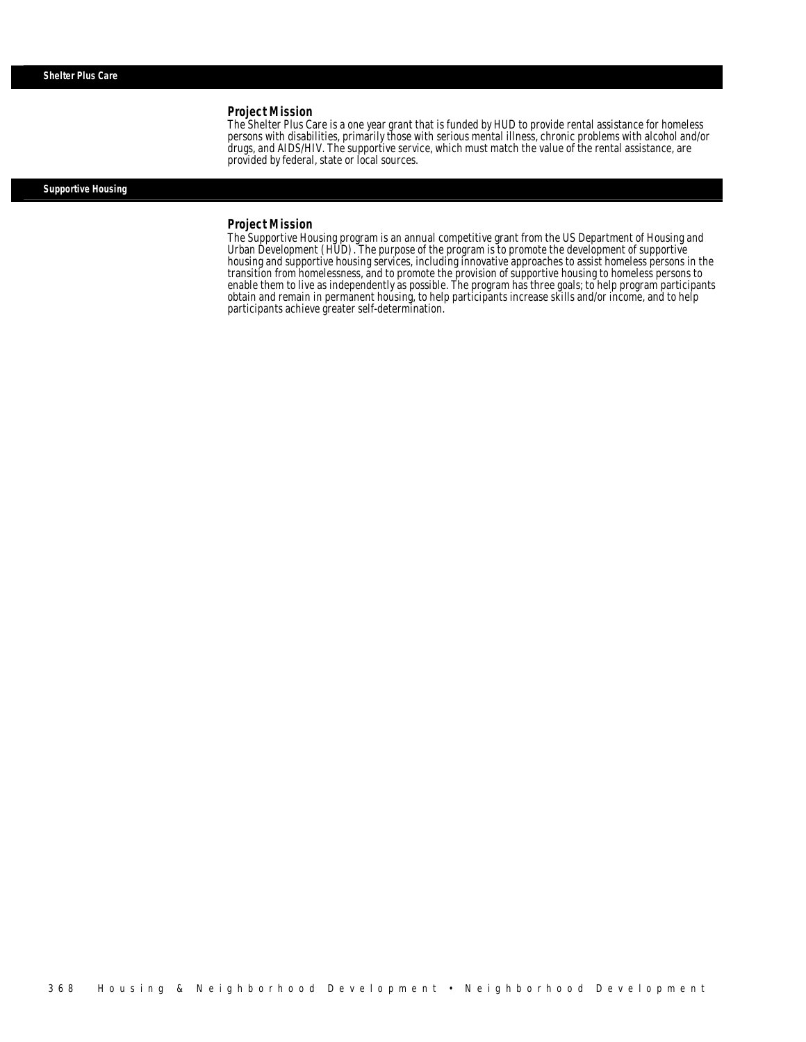## Shelter Plus Care

### Project Mission

The Shelter Plus Care is a one year grant that is funded by HUD to provide rental assistance for homeless persons with disabilities, primarily those with serious mental illness, chronic problems with alcohol and/or drugs, and AIDS/HIV. The supportive service, which must match the value of the rental assistance, are provided by federal, state or local sources.

## Supportive Housing

### Project Mission

The Supportive Housing program is an annual competitive grant from the US Department of Housing and Urban Development (HUD). The purpose of the program is to promote the development of supportive housing and supportive housing services, including innovative approaches to assist homeless persons in the transition from homelessness, and to promote the provision of supportive housing to homeless persons to enable them to live as independently as possible. The program has three goals; to help program participants obtain and remain in permanent housing, to help participants increase skills and/or income, and to help participants achieve greater self-determination.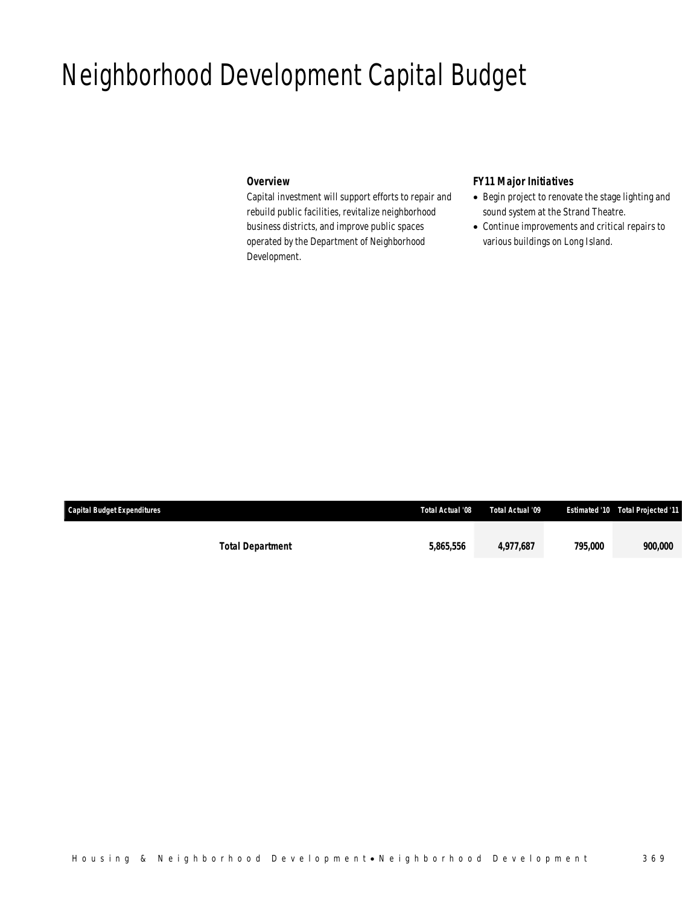# Neighborhood Development Capital Budget

### Overview

Capital investment will support efforts to repair and rebuild public facilities, revitalize neighborhood business districts, and improve public spaces operated by the Department of Neighborhood Development.

### FY11 Major Initiatives

- Begin project to renovate the stage lighting and sound system at the Strand Theatre.
- Continue improvements and critical repairs to various buildings on Long Island.

| Capital Budget Expenditures | Total Actual '08 | Total Actual '09 | Estimated '10 | Total Projected '11 |
|---|---|---|---|---|
| **Total Department** | **5,865,556** | **4,977,687** | **795,000** | **900,000** |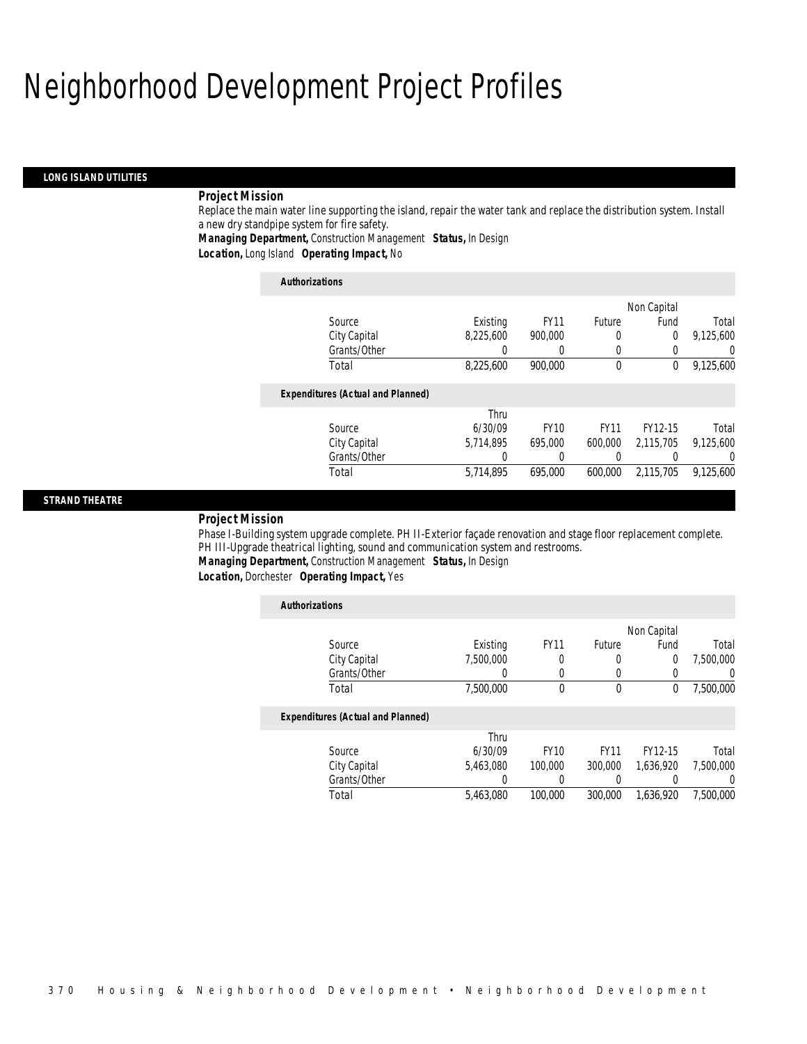# Neighborhood Development Project Profiles

## LONG ISLAND UTILITIES

***Project Mission***

Replace the main water line supporting the island, repair the water tank and replace the distribution system. Install a new dry standpipe system for fire safety.

***Managing Department,*** Construction Management ***Status,*** In Design

***Location,*** Long Island ***Operating Impact,*** No

***Authorizations***

| Source | Existing | FY11 | Future | Non Capital Fund | Total |
|---|---|---|---|---|---|
| City Capital | 8,225,600 | 900,000 | 0 | 0 | 9,125,600 |
| Grants/Other | 0 | 0 | 0 | 0 | 0 |
| Total | 8,225,600 | 900,000 | 0 | 0 | 9,125,600 |

***Expenditures (Actual and Planned)***

| Source | Thru 6/30/09 | FY10 | FY11 | FY12-15 | Total |
|---|---|---|---|---|---|
| City Capital | 5,714,895 | 695,000 | 600,000 | 2,115,705 | 9,125,600 |
| Grants/Other | 0 | 0 | 0 | 0 | 0 |
| Total | 5,714,895 | 695,000 | 600,000 | 2,115,705 | 9,125,600 |

## STRAND THEATRE

***Project Mission***

Phase I-Building system upgrade complete. PH II-Exterior façade renovation and stage floor replacement complete. PH III-Upgrade theatrical lighting, sound and communication system and restrooms.

***Managing Department,*** Construction Management ***Status,*** In Design

***Location,*** Dorchester ***Operating Impact,*** Yes

***Authorizations***

| Source | Existing | FY11 | Future | Non Capital Fund | Total |
|---|---|---|---|---|---|
| City Capital | 7,500,000 | 0 | 0 | 0 | 7,500,000 |
| Grants/Other | 0 | 0 | 0 | 0 | 0 |
| Total | 7,500,000 | 0 | 0 | 0 | 7,500,000 |

***Expenditures (Actual and Planned)***

| Source | Thru 6/30/09 | FY10 | FY11 | FY12-15 | Total |
|---|---|---|---|---|---|
| City Capital | 5,463,080 | 100,000 | 300,000 | 1,636,920 | 7,500,000 |
| Grants/Other | 0 | 0 | 0 | 0 | 0 |
| Total | 5,463,080 | 100,000 | 300,000 | 1,636,920 | 7,500,000 |